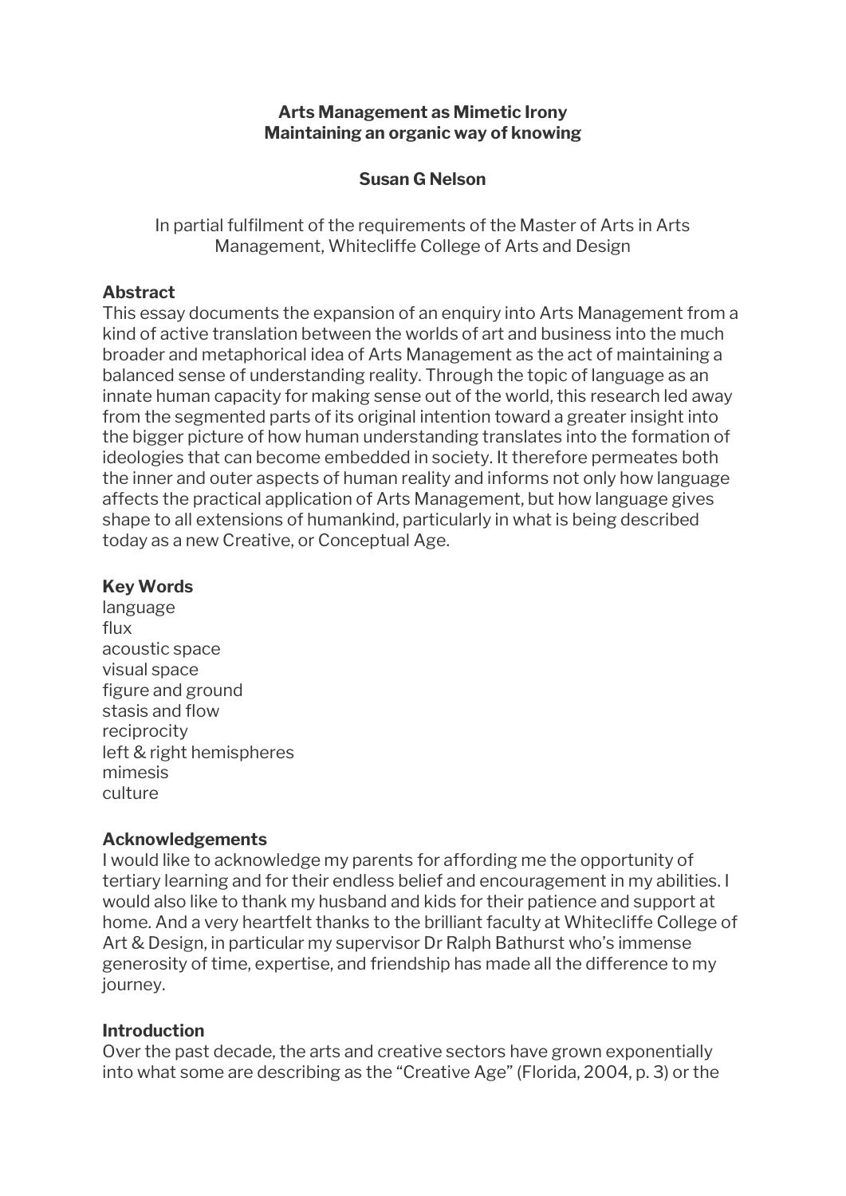**Arts Management as Mimetic Irony**
**Maintaining an organic way of knowing**

**Susan G Nelson**

In partial fulfilment of the requirements of the Master of Arts in Arts Management, Whitecliffe College of Arts and Design

## Abstract

This essay documents the expansion of an enquiry into Arts Management from a kind of active translation between the worlds of art and business into the much broader and metaphorical idea of Arts Management as the act of maintaining a balanced sense of understanding reality. Through the topic of language as an innate human capacity for making sense out of the world, this research led away from the segmented parts of its original intention toward a greater insight into the bigger picture of how human understanding translates into the formation of ideologies that can become embedded in society. It therefore permeates both the inner and outer aspects of human reality and informs not only how language affects the practical application of Arts Management, but how language gives shape to all extensions of humankind, particularly in what is being described today as a new Creative, or Conceptual Age.

## Key Words

language
flux
acoustic space
visual space
figure and ground
stasis and flow
reciprocity
left & right hemispheres
mimesis
culture

## Acknowledgements

I would like to acknowledge my parents for affording me the opportunity of tertiary learning and for their endless belief and encouragement in my abilities. I would also like to thank my husband and kids for their patience and support at home. And a very heartfelt thanks to the brilliant faculty at Whitecliffe College of Art & Design, in particular my supervisor Dr Ralph Bathurst who's immense generosity of time, expertise, and friendship has made all the difference to my journey.

## Introduction

Over the past decade, the arts and creative sectors have grown exponentially into what some are describing as the "Creative Age" (Florida, 2004, p. 3) or the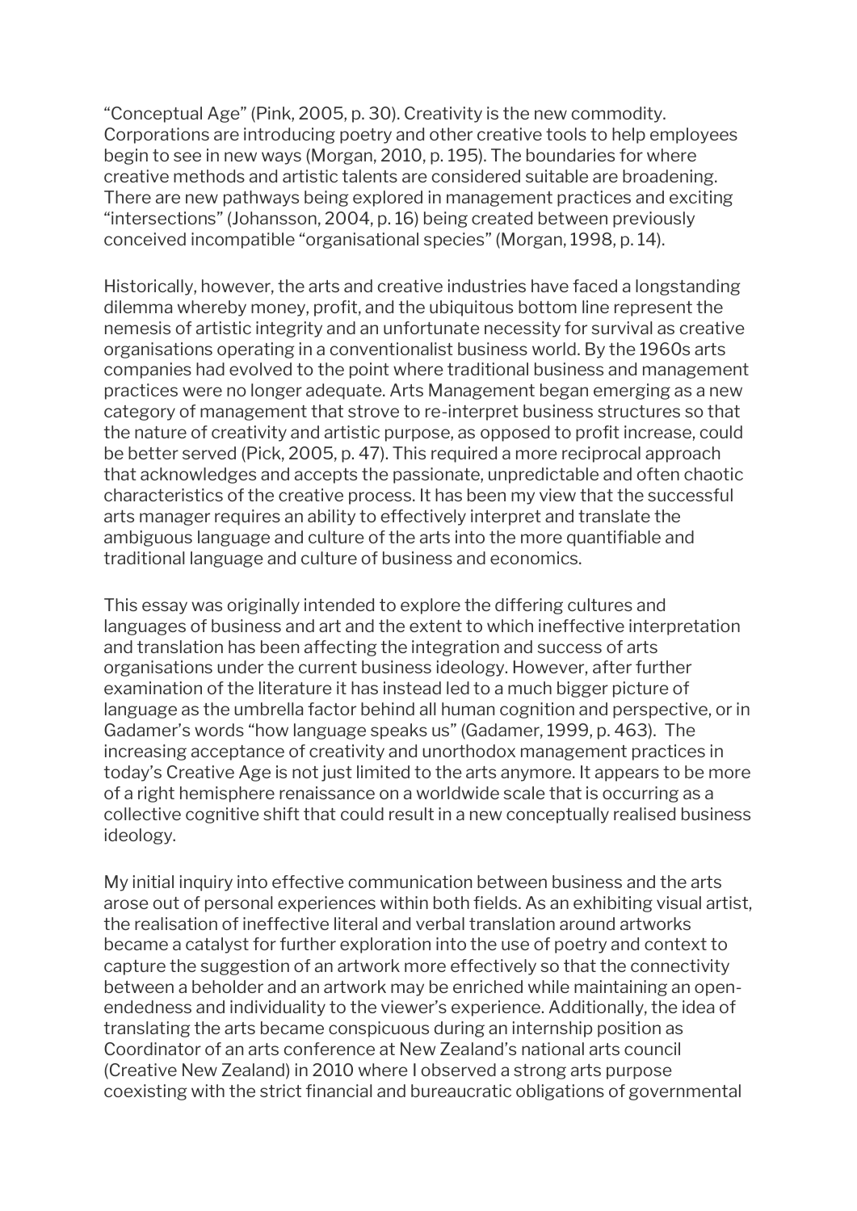“Conceptual Age” (Pink, 2005, p. 30). Creativity is the new commodity. Corporations are introducing poetry and other creative tools to help employees begin to see in new ways (Morgan, 2010, p. 195). The boundaries for where creative methods and artistic talents are considered suitable are broadening. There are new pathways being explored in management practices and exciting “intersections” (Johansson, 2004, p. 16) being created between previously conceived incompatible “organisational species” (Morgan, 1998, p. 14).

Historically, however, the arts and creative industries have faced a longstanding dilemma whereby money, profit, and the ubiquitous bottom line represent the nemesis of artistic integrity and an unfortunate necessity for survival as creative organisations operating in a conventionalist business world. By the 1960s arts companies had evolved to the point where traditional business and management practices were no longer adequate. Arts Management began emerging as a new category of management that strove to re-interpret business structures so that the nature of creativity and artistic purpose, as opposed to profit increase, could be better served (Pick, 2005, p. 47). This required a more reciprocal approach that acknowledges and accepts the passionate, unpredictable and often chaotic characteristics of the creative process. It has been my view that the successful arts manager requires an ability to effectively interpret and translate the ambiguous language and culture of the arts into the more quantifiable and traditional language and culture of business and economics.

This essay was originally intended to explore the differing cultures and languages of business and art and the extent to which ineffective interpretation and translation has been affecting the integration and success of arts organisations under the current business ideology. However, after further examination of the literature it has instead led to a much bigger picture of language as the umbrella factor behind all human cognition and perspective, or in Gadamer’s words “how language speaks us” (Gadamer, 1999, p. 463). The increasing acceptance of creativity and unorthodox management practices in today’s Creative Age is not just limited to the arts anymore. It appears to be more of a right hemisphere renaissance on a worldwide scale that is occurring as a collective cognitive shift that could result in a new conceptually realised business ideology.

My initial inquiry into effective communication between business and the arts arose out of personal experiences within both fields. As an exhibiting visual artist, the realisation of ineffective literal and verbal translation around artworks became a catalyst for further exploration into the use of poetry and context to capture the suggestion of an artwork more effectively so that the connectivity between a beholder and an artwork may be enriched while maintaining an open-endedness and individuality to the viewer’s experience. Additionally, the idea of translating the arts became conspicuous during an internship position as Coordinator of an arts conference at New Zealand’s national arts council (Creative New Zealand) in 2010 where I observed a strong arts purpose coexisting with the strict financial and bureaucratic obligations of governmental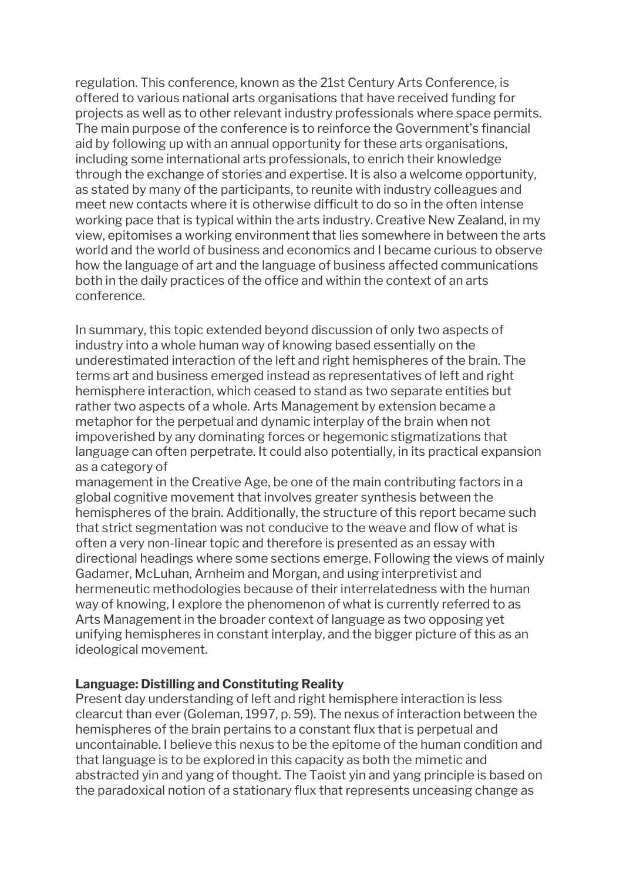regulation. This conference, known as the 21st Century Arts Conference, is offered to various national arts organisations that have received funding for projects as well as to other relevant industry professionals where space permits. The main purpose of the conference is to reinforce the Government's financial aid by following up with an annual opportunity for these arts organisations, including some international arts professionals, to enrich their knowledge through the exchange of stories and expertise. It is also a welcome opportunity, as stated by many of the participants, to reunite with industry colleagues and meet new contacts where it is otherwise difficult to do so in the often intense working pace that is typical within the arts industry. Creative New Zealand, in my view, epitomises a working environment that lies somewhere in between the arts world and the world of business and economics and I became curious to observe how the language of art and the language of business affected communications both in the daily practices of the office and within the context of an arts conference.

In summary, this topic extended beyond discussion of only two aspects of industry into a whole human way of knowing based essentially on the underestimated interaction of the left and right hemispheres of the brain. The terms art and business emerged instead as representatives of left and right hemisphere interaction, which ceased to stand as two separate entities but rather two aspects of a whole. Arts Management by extension became a metaphor for the perpetual and dynamic interplay of the brain when not impoverished by any dominating forces or hegemonic stigmatizations that language can often perpetrate. It could also potentially, in its practical expansion as a category of
management in the Creative Age, be one of the main contributing factors in a global cognitive movement that involves greater synthesis between the hemispheres of the brain. Additionally, the structure of this report became such that strict segmentation was not conducive to the weave and flow of what is often a very non-linear topic and therefore is presented as an essay with directional headings where some sections emerge. Following the views of mainly Gadamer, McLuhan, Arnheim and Morgan, and using interpretivist and hermeneutic methodologies because of their interrelatedness with the human way of knowing, I explore the phenomenon of what is currently referred to as Arts Management in the broader context of language as two opposing yet unifying hemispheres in constant interplay, and the bigger picture of this as an ideological movement.

**Language: Distilling and Constituting Reality**

Present day understanding of left and right hemisphere interaction is less clearcut than ever (Goleman, 1997, p. 59). The nexus of interaction between the hemispheres of the brain pertains to a constant flux that is perpetual and uncontainable. I believe this nexus to be the epitome of the human condition and that language is to be explored in this capacity as both the mimetic and abstracted yin and yang of thought. The Taoist yin and yang principle is based on the paradoxical notion of a stationary flux that represents unceasing change as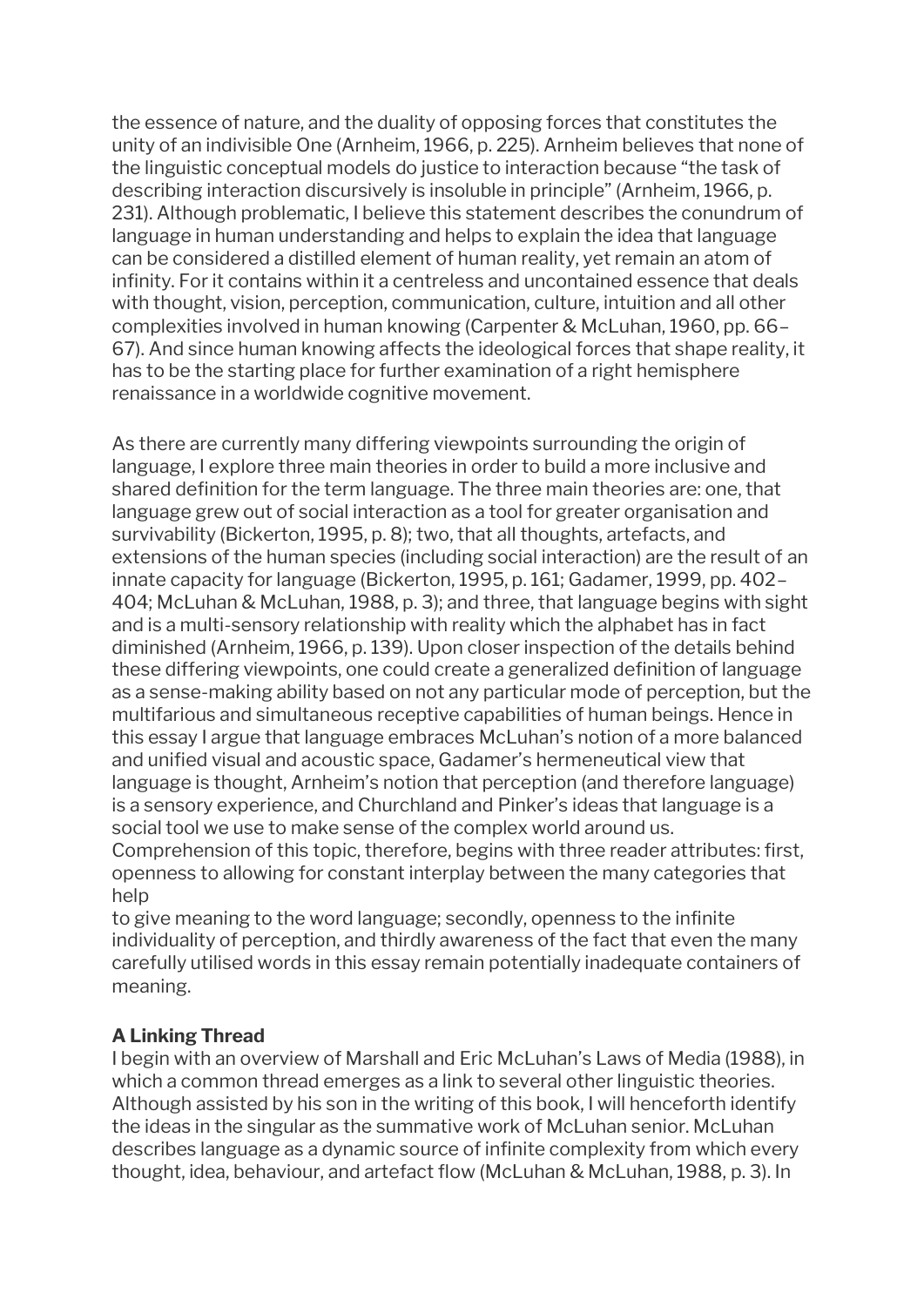the essence of nature, and the duality of opposing forces that constitutes the unity of an indivisible One (Arnheim, 1966, p. 225). Arnheim believes that none of the linguistic conceptual models do justice to interaction because "the task of describing interaction discursively is insoluble in principle" (Arnheim, 1966, p. 231). Although problematic, I believe this statement describes the conundrum of language in human understanding and helps to explain the idea that language can be considered a distilled element of human reality, yet remain an atom of infinity. For it contains within it a centreless and uncontained essence that deals with thought, vision, perception, communication, culture, intuition and all other complexities involved in human knowing (Carpenter & McLuhan, 1960, pp. 66–67). And since human knowing affects the ideological forces that shape reality, it has to be the starting place for further examination of a right hemisphere renaissance in a worldwide cognitive movement.

As there are currently many differing viewpoints surrounding the origin of language, I explore three main theories in order to build a more inclusive and shared definition for the term language. The three main theories are: one, that language grew out of social interaction as a tool for greater organisation and survivability (Bickerton, 1995, p. 8); two, that all thoughts, artefacts, and extensions of the human species (including social interaction) are the result of an innate capacity for language (Bickerton, 1995, p. 161; Gadamer, 1999, pp. 402–404; McLuhan & McLuhan, 1988, p. 3); and three, that language begins with sight and is a multi-sensory relationship with reality which the alphabet has in fact diminished (Arnheim, 1966, p. 139). Upon closer inspection of the details behind these differing viewpoints, one could create a generalized definition of language as a sense-making ability based on not any particular mode of perception, but the multifarious and simultaneous receptive capabilities of human beings. Hence in this essay I argue that language embraces McLuhan's notion of a more balanced and unified visual and acoustic space, Gadamer's hermeneutical view that language is thought, Arnheim's notion that perception (and therefore language) is a sensory experience, and Churchland and Pinker's ideas that language is a social tool we use to make sense of the complex world around us. Comprehension of this topic, therefore, begins with three reader attributes: first, openness to allowing for constant interplay between the many categories that help to give meaning to the word language; secondly, openness to the infinite individuality of perception, and thirdly awareness of the fact that even the many carefully utilised words in this essay remain potentially inadequate containers of meaning.

**A Linking Thread**

I begin with an overview of Marshall and Eric McLuhan's Laws of Media (1988), in which a common thread emerges as a link to several other linguistic theories. Although assisted by his son in the writing of this book, I will henceforth identify the ideas in the singular as the summative work of McLuhan senior. McLuhan describes language as a dynamic source of infinite complexity from which every thought, idea, behaviour, and artefact flow (McLuhan & McLuhan, 1988, p. 3). In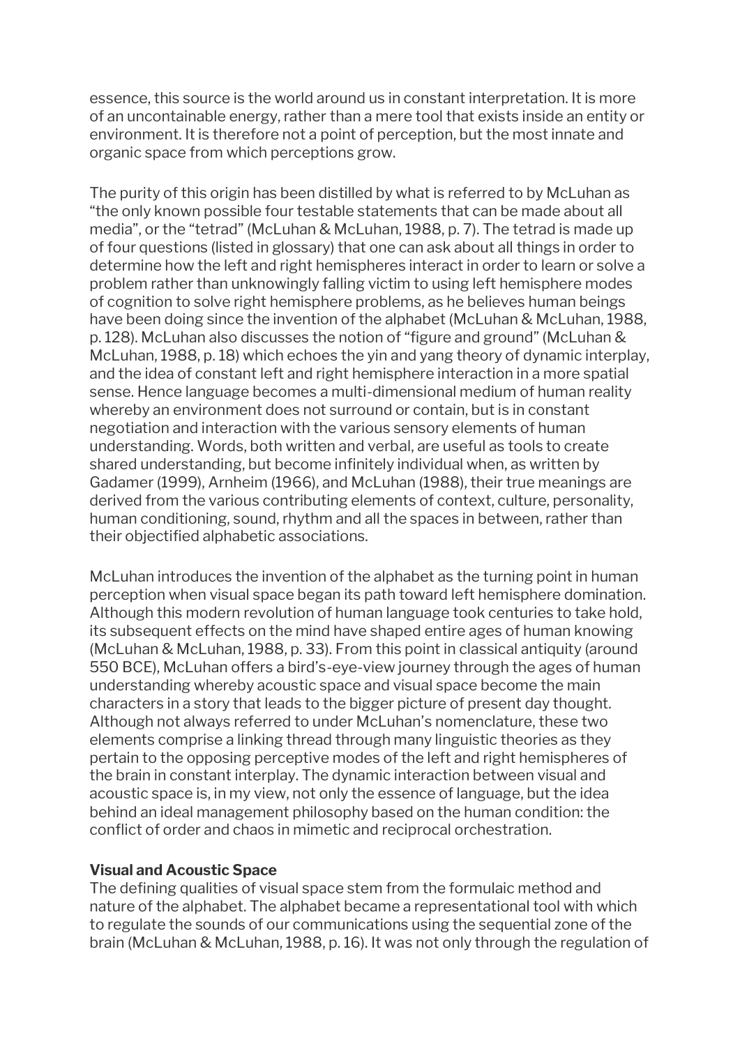essence, this source is the world around us in constant interpretation. It is more of an uncontainable energy, rather than a mere tool that exists inside an entity or environment. It is therefore not a point of perception, but the most innate and organic space from which perceptions grow.

The purity of this origin has been distilled by what is referred to by McLuhan as "the only known possible four testable statements that can be made about all media", or the "tetrad" (McLuhan & McLuhan, 1988, p. 7). The tetrad is made up of four questions (listed in glossary) that one can ask about all things in order to determine how the left and right hemispheres interact in order to learn or solve a problem rather than unknowingly falling victim to using left hemisphere modes of cognition to solve right hemisphere problems, as he believes human beings have been doing since the invention of the alphabet (McLuhan & McLuhan, 1988, p. 128). McLuhan also discusses the notion of "figure and ground" (McLuhan & McLuhan, 1988, p. 18) which echoes the yin and yang theory of dynamic interplay, and the idea of constant left and right hemisphere interaction in a more spatial sense. Hence language becomes a multi-dimensional medium of human reality whereby an environment does not surround or contain, but is in constant negotiation and interaction with the various sensory elements of human understanding. Words, both written and verbal, are useful as tools to create shared understanding, but become infinitely individual when, as written by Gadamer (1999), Arnheim (1966), and McLuhan (1988), their true meanings are derived from the various contributing elements of context, culture, personality, human conditioning, sound, rhythm and all the spaces in between, rather than their objectified alphabetic associations.

McLuhan introduces the invention of the alphabet as the turning point in human perception when visual space began its path toward left hemisphere domination. Although this modern revolution of human language took centuries to take hold, its subsequent effects on the mind have shaped entire ages of human knowing (McLuhan & McLuhan, 1988, p. 33). From this point in classical antiquity (around 550 BCE), McLuhan offers a bird's-eye-view journey through the ages of human understanding whereby acoustic space and visual space become the main characters in a story that leads to the bigger picture of present day thought. Although not always referred to under McLuhan's nomenclature, these two elements comprise a linking thread through many linguistic theories as they pertain to the opposing perceptive modes of the left and right hemispheres of the brain in constant interplay. The dynamic interaction between visual and acoustic space is, in my view, not only the essence of language, but the idea behind an ideal management philosophy based on the human condition: the conflict of order and chaos in mimetic and reciprocal orchestration.

**Visual and Acoustic Space**

The defining qualities of visual space stem from the formulaic method and nature of the alphabet. The alphabet became a representational tool with which to regulate the sounds of our communications using the sequential zone of the brain (McLuhan & McLuhan, 1988, p. 16). It was not only through the regulation of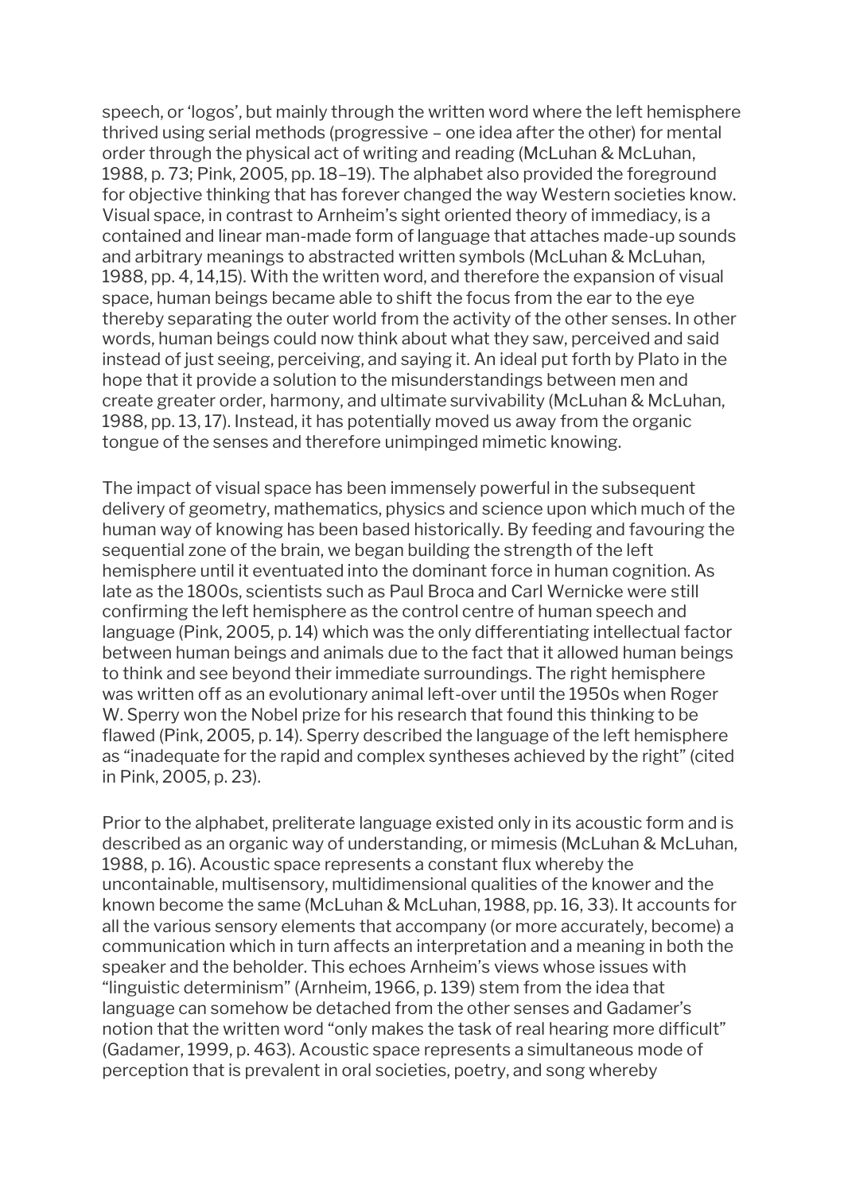speech, or 'logos', but mainly through the written word where the left hemisphere thrived using serial methods (progressive – one idea after the other) for mental order through the physical act of writing and reading (McLuhan & McLuhan, 1988, p. 73; Pink, 2005, pp. 18–19). The alphabet also provided the foreground for objective thinking that has forever changed the way Western societies know. Visual space, in contrast to Arnheim's sight oriented theory of immediacy, is a contained and linear man-made form of language that attaches made-up sounds and arbitrary meanings to abstracted written symbols (McLuhan & McLuhan, 1988, pp. 4, 14,15). With the written word, and therefore the expansion of visual space, human beings became able to shift the focus from the ear to the eye thereby separating the outer world from the activity of the other senses. In other words, human beings could now think about what they saw, perceived and said instead of just seeing, perceiving, and saying it. An ideal put forth by Plato in the hope that it provide a solution to the misunderstandings between men and create greater order, harmony, and ultimate survivability (McLuhan & McLuhan, 1988, pp. 13, 17). Instead, it has potentially moved us away from the organic tongue of the senses and therefore unimpinged mimetic knowing.

The impact of visual space has been immensely powerful in the subsequent delivery of geometry, mathematics, physics and science upon which much of the human way of knowing has been based historically. By feeding and favouring the sequential zone of the brain, we began building the strength of the left hemisphere until it eventuated into the dominant force in human cognition. As late as the 1800s, scientists such as Paul Broca and Carl Wernicke were still confirming the left hemisphere as the control centre of human speech and language (Pink, 2005, p. 14) which was the only differentiating intellectual factor between human beings and animals due to the fact that it allowed human beings to think and see beyond their immediate surroundings. The right hemisphere was written off as an evolutionary animal left-over until the 1950s when Roger W. Sperry won the Nobel prize for his research that found this thinking to be flawed (Pink, 2005, p. 14). Sperry described the language of the left hemisphere as "inadequate for the rapid and complex syntheses achieved by the right" (cited in Pink, 2005, p. 23).

Prior to the alphabet, preliterate language existed only in its acoustic form and is described as an organic way of understanding, or mimesis (McLuhan & McLuhan, 1988, p. 16). Acoustic space represents a constant flux whereby the uncontainable, multisensory, multidimensional qualities of the knower and the known become the same (McLuhan & McLuhan, 1988, pp. 16, 33). It accounts for all the various sensory elements that accompany (or more accurately, become) a communication which in turn affects an interpretation and a meaning in both the speaker and the beholder. This echoes Arnheim's views whose issues with "linguistic determinism" (Arnheim, 1966, p. 139) stem from the idea that language can somehow be detached from the other senses and Gadamer's notion that the written word "only makes the task of real hearing more difficult" (Gadamer, 1999, p. 463). Acoustic space represents a simultaneous mode of perception that is prevalent in oral societies, poetry, and song whereby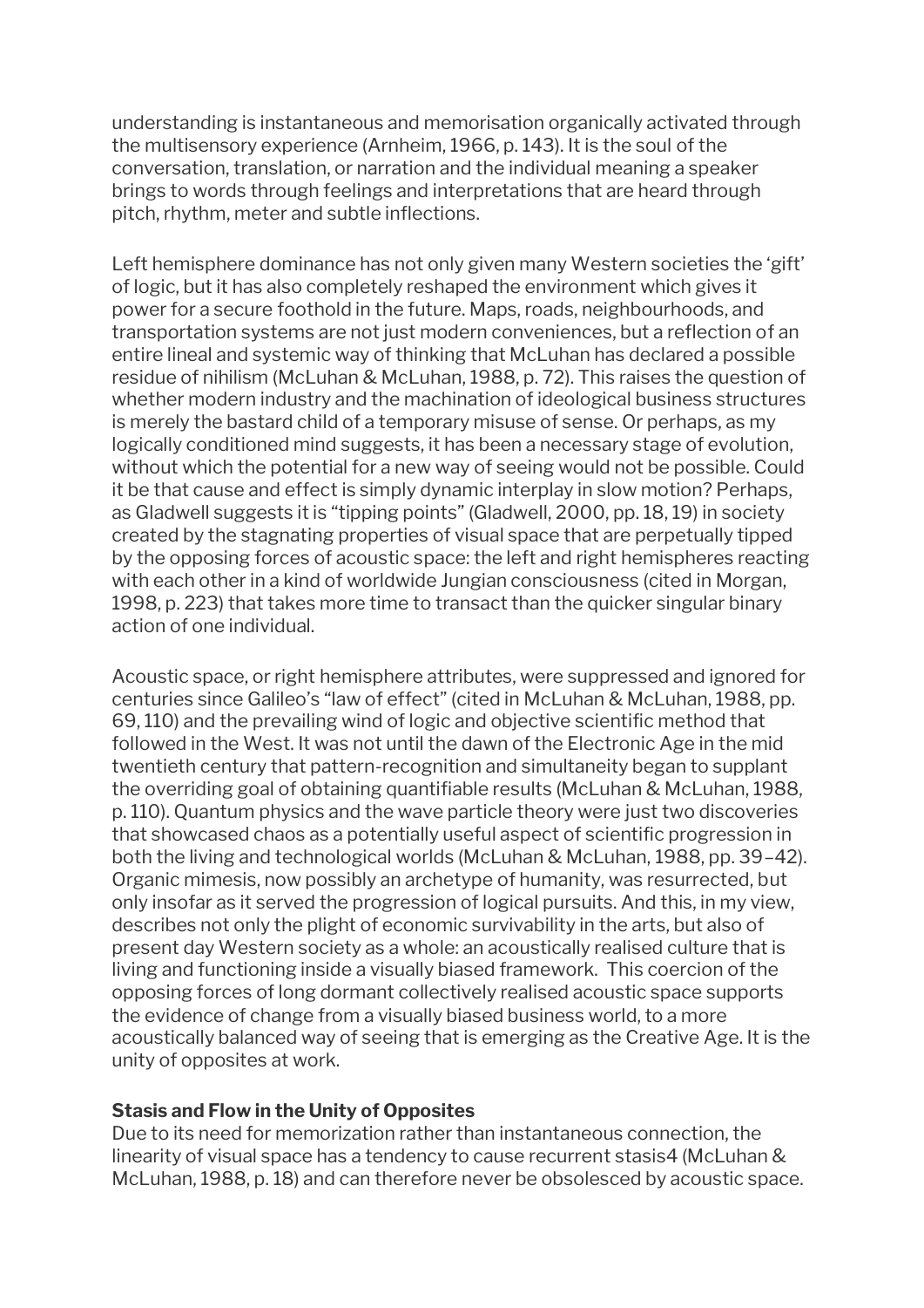understanding is instantaneous and memorisation organically activated through the multisensory experience (Arnheim, 1966, p. 143). It is the soul of the conversation, translation, or narration and the individual meaning a speaker brings to words through feelings and interpretations that are heard through pitch, rhythm, meter and subtle inflections.

Left hemisphere dominance has not only given many Western societies the 'gift' of logic, but it has also completely reshaped the environment which gives it power for a secure foothold in the future. Maps, roads, neighbourhoods, and transportation systems are not just modern conveniences, but a reflection of an entire lineal and systemic way of thinking that McLuhan has declared a possible residue of nihilism (McLuhan & McLuhan, 1988, p. 72). This raises the question of whether modern industry and the machination of ideological business structures is merely the bastard child of a temporary misuse of sense. Or perhaps, as my logically conditioned mind suggests, it has been a necessary stage of evolution, without which the potential for a new way of seeing would not be possible. Could it be that cause and effect is simply dynamic interplay in slow motion? Perhaps, as Gladwell suggests it is "tipping points" (Gladwell, 2000, pp. 18, 19) in society created by the stagnating properties of visual space that are perpetually tipped by the opposing forces of acoustic space: the left and right hemispheres reacting with each other in a kind of worldwide Jungian consciousness (cited in Morgan, 1998, p. 223) that takes more time to transact than the quicker singular binary action of one individual.

Acoustic space, or right hemisphere attributes, were suppressed and ignored for centuries since Galileo's "law of effect" (cited in McLuhan & McLuhan, 1988, pp. 69, 110) and the prevailing wind of logic and objective scientific method that followed in the West. It was not until the dawn of the Electronic Age in the mid twentieth century that pattern-recognition and simultaneity began to supplant the overriding goal of obtaining quantifiable results (McLuhan & McLuhan, 1988, p. 110). Quantum physics and the wave particle theory were just two discoveries that showcased chaos as a potentially useful aspect of scientific progression in both the living and technological worlds (McLuhan & McLuhan, 1988, pp. 39–42). Organic mimesis, now possibly an archetype of humanity, was resurrected, but only insofar as it served the progression of logical pursuits. And this, in my view, describes not only the plight of economic survivability in the arts, but also of present day Western society as a whole: an acoustically realised culture that is living and functioning inside a visually biased framework. This coercion of the opposing forces of long dormant collectively realised acoustic space supports the evidence of change from a visually biased business world, to a more acoustically balanced way of seeing that is emerging as the Creative Age. It is the unity of opposites at work.

**Stasis and Flow in the Unity of Opposites**

Due to its need for memorization rather than instantaneous connection, the linearity of visual space has a tendency to cause recurrent stasis[4] (McLuhan & McLuhan, 1988, p. 18) and can therefore never be obsolesced by acoustic space.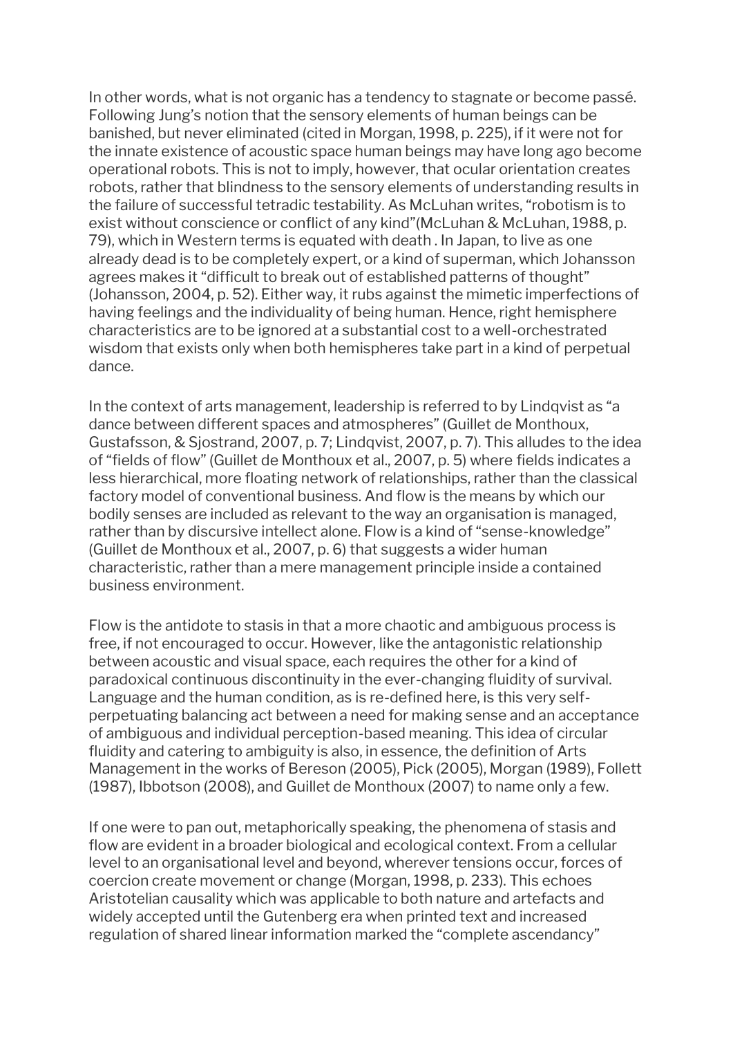In other words, what is not organic has a tendency to stagnate or become passé. Following Jung's notion that the sensory elements of human beings can be banished, but never eliminated (cited in Morgan, 1998, p. 225), if it were not for the innate existence of acoustic space human beings may have long ago become operational robots. This is not to imply, however, that ocular orientation creates robots, rather that blindness to the sensory elements of understanding results in the failure of successful tetradic testability. As McLuhan writes, "robotism is to exist without conscience or conflict of any kind"(McLuhan & McLuhan, 1988, p. 79), which in Western terms is equated with death . In Japan, to live as one already dead is to be completely expert, or a kind of superman, which Johansson agrees makes it "difficult to break out of established patterns of thought" (Johansson, 2004, p. 52). Either way, it rubs against the mimetic imperfections of having feelings and the individuality of being human. Hence, right hemisphere characteristics are to be ignored at a substantial cost to a well-orchestrated wisdom that exists only when both hemispheres take part in a kind of perpetual dance.

In the context of arts management, leadership is referred to by Lindqvist as "a dance between different spaces and atmospheres" (Guillet de Monthoux, Gustafsson, & Sjostrand, 2007, p. 7; Lindqvist, 2007, p. 7). This alludes to the idea of "fields of flow" (Guillet de Monthoux et al., 2007, p. 5) where fields indicates a less hierarchical, more floating network of relationships, rather than the classical factory model of conventional business. And flow is the means by which our bodily senses are included as relevant to the way an organisation is managed, rather than by discursive intellect alone. Flow is a kind of "sense-knowledge" (Guillet de Monthoux et al., 2007, p. 6) that suggests a wider human characteristic, rather than a mere management principle inside a contained business environment.

Flow is the antidote to stasis in that a more chaotic and ambiguous process is free, if not encouraged to occur. However, like the antagonistic relationship between acoustic and visual space, each requires the other for a kind of paradoxical continuous discontinuity in the ever-changing fluidity of survival. Language and the human condition, as is re-defined here, is this very self-perpetuating balancing act between a need for making sense and an acceptance of ambiguous and individual perception-based meaning. This idea of circular fluidity and catering to ambiguity is also, in essence, the definition of Arts Management in the works of Bereson (2005), Pick (2005), Morgan (1989), Follett (1987), Ibbotson (2008), and Guillet de Monthoux (2007) to name only a few.

If one were to pan out, metaphorically speaking, the phenomena of stasis and flow are evident in a broader biological and ecological context. From a cellular level to an organisational level and beyond, wherever tensions occur, forces of coercion create movement or change (Morgan, 1998, p. 233). This echoes Aristotelian causality which was applicable to both nature and artefacts and widely accepted until the Gutenberg era when printed text and increased regulation of shared linear information marked the "complete ascendancy"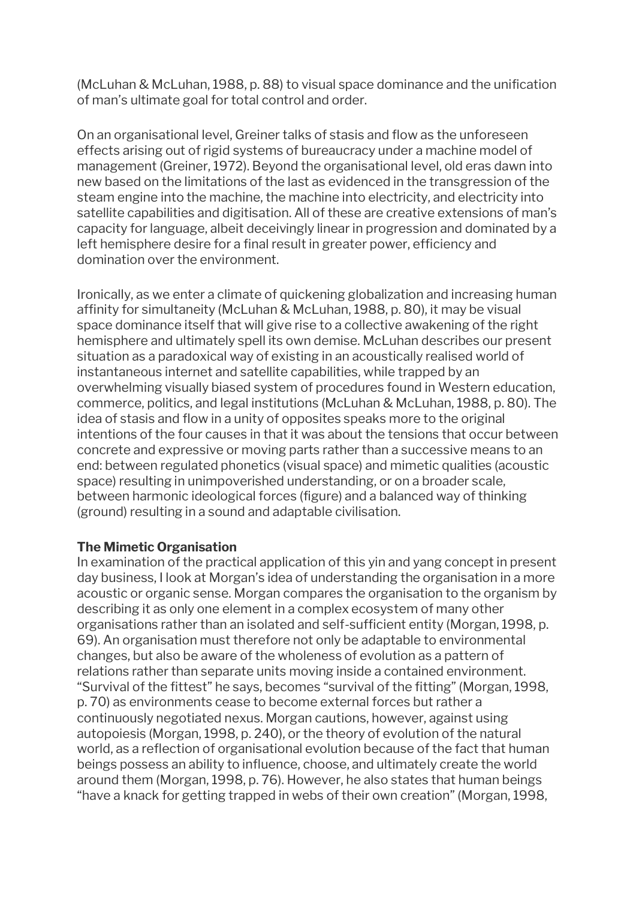(McLuhan & McLuhan, 1988, p. 88) to visual space dominance and the unification of man's ultimate goal for total control and order.

On an organisational level, Greiner talks of stasis and flow as the unforeseen effects arising out of rigid systems of bureaucracy under a machine model of management (Greiner, 1972). Beyond the organisational level, old eras dawn into new based on the limitations of the last as evidenced in the transgression of the steam engine into the machine, the machine into electricity, and electricity into satellite capabilities and digitisation. All of these are creative extensions of man's capacity for language, albeit deceivingly linear in progression and dominated by a left hemisphere desire for a final result in greater power, efficiency and domination over the environment.

Ironically, as we enter a climate of quickening globalization and increasing human affinity for simultaneity (McLuhan & McLuhan, 1988, p. 80), it may be visual space dominance itself that will give rise to a collective awakening of the right hemisphere and ultimately spell its own demise. McLuhan describes our present situation as a paradoxical way of existing in an acoustically realised world of instantaneous internet and satellite capabilities, while trapped by an overwhelming visually biased system of procedures found in Western education, commerce, politics, and legal institutions (McLuhan & McLuhan, 1988, p. 80). The idea of stasis and flow in a unity of opposites speaks more to the original intentions of the four causes in that it was about the tensions that occur between concrete and expressive or moving parts rather than a successive means to an end: between regulated phonetics (visual space) and mimetic qualities (acoustic space) resulting in unimpoverished understanding, or on a broader scale, between harmonic ideological forces (figure) and a balanced way of thinking (ground) resulting in a sound and adaptable civilisation.

**The Mimetic Organisation**

In examination of the practical application of this yin and yang concept in present day business, I look at Morgan's idea of understanding the organisation in a more acoustic or organic sense. Morgan compares the organisation to the organism by describing it as only one element in a complex ecosystem of many other organisations rather than an isolated and self-sufficient entity (Morgan, 1998, p. 69). An organisation must therefore not only be adaptable to environmental changes, but also be aware of the wholeness of evolution as a pattern of relations rather than separate units moving inside a contained environment. "Survival of the fittest" he says, becomes "survival of the fitting" (Morgan, 1998, p. 70) as environments cease to become external forces but rather a continuously negotiated nexus. Morgan cautions, however, against using autopoiesis (Morgan, 1998, p. 240), or the theory of evolution of the natural world, as a reflection of organisational evolution because of the fact that human beings possess an ability to influence, choose, and ultimately create the world around them (Morgan, 1998, p. 76). However, he also states that human beings "have a knack for getting trapped in webs of their own creation" (Morgan, 1998,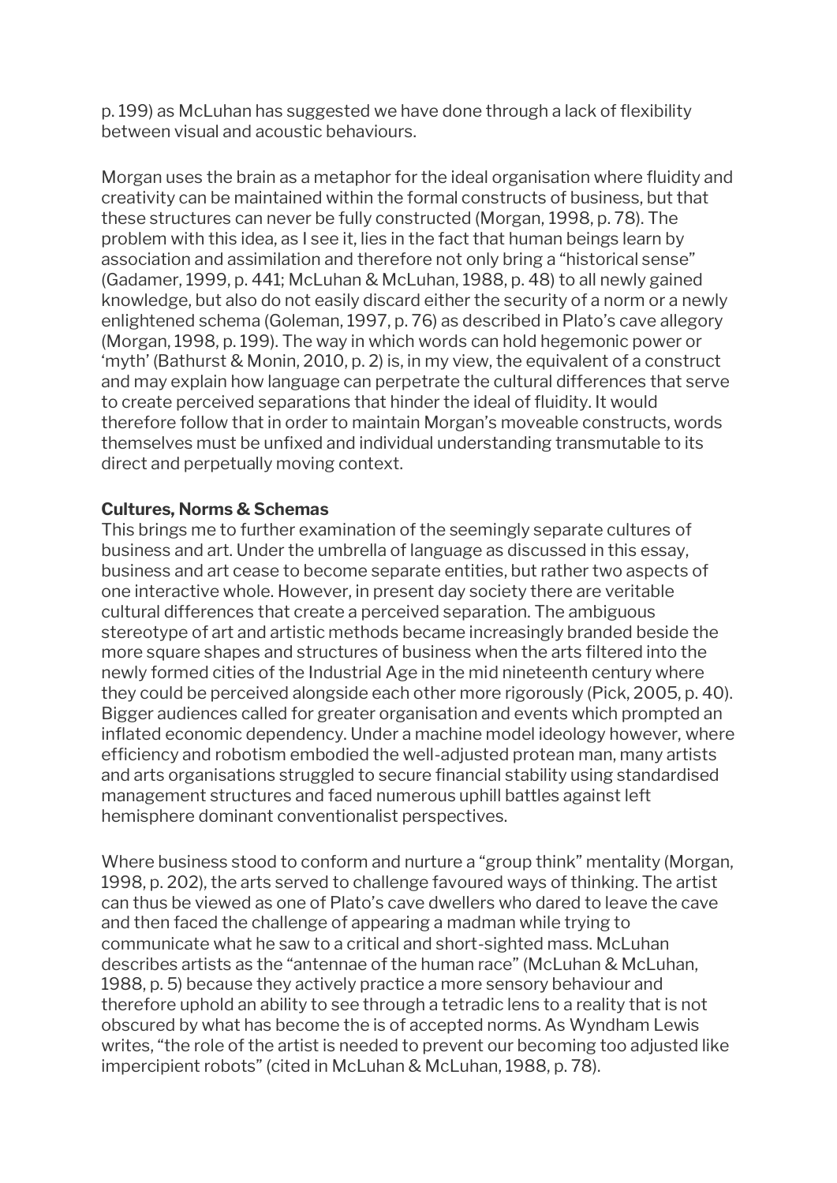p. 199) as McLuhan has suggested we have done through a lack of flexibility between visual and acoustic behaviours.

Morgan uses the brain as a metaphor for the ideal organisation where fluidity and creativity can be maintained within the formal constructs of business, but that these structures can never be fully constructed (Morgan, 1998, p. 78). The problem with this idea, as I see it, lies in the fact that human beings learn by association and assimilation and therefore not only bring a "historical sense" (Gadamer, 1999, p. 441; McLuhan & McLuhan, 1988, p. 48) to all newly gained knowledge, but also do not easily discard either the security of a norm or a newly enlightened schema (Goleman, 1997, p. 76) as described in Plato's cave allegory (Morgan, 1998, p. 199). The way in which words can hold hegemonic power or 'myth' (Bathurst & Monin, 2010, p. 2) is, in my view, the equivalent of a construct and may explain how language can perpetrate the cultural differences that serve to create perceived separations that hinder the ideal of fluidity. It would therefore follow that in order to maintain Morgan's moveable constructs, words themselves must be unfixed and individual understanding transmutable to its direct and perpetually moving context.

**Cultures, Norms & Schemas**

This brings me to further examination of the seemingly separate cultures of business and art. Under the umbrella of language as discussed in this essay, business and art cease to become separate entities, but rather two aspects of one interactive whole. However, in present day society there are veritable cultural differences that create a perceived separation. The ambiguous stereotype of art and artistic methods became increasingly branded beside the more square shapes and structures of business when the arts filtered into the newly formed cities of the Industrial Age in the mid nineteenth century where they could be perceived alongside each other more rigorously (Pick, 2005, p. 40). Bigger audiences called for greater organisation and events which prompted an inflated economic dependency. Under a machine model ideology however, where efficiency and robotism embodied the well-adjusted protean man, many artists and arts organisations struggled to secure financial stability using standardised management structures and faced numerous uphill battles against left hemisphere dominant conventionalist perspectives.

Where business stood to conform and nurture a "group think" mentality (Morgan, 1998, p. 202), the arts served to challenge favoured ways of thinking. The artist can thus be viewed as one of Plato's cave dwellers who dared to leave the cave and then faced the challenge of appearing a madman while trying to communicate what he saw to a critical and short-sighted mass. McLuhan describes artists as the "antennae of the human race" (McLuhan & McLuhan, 1988, p. 5) because they actively practice a more sensory behaviour and therefore uphold an ability to see through a tetradic lens to a reality that is not obscured by what has become the is of accepted norms. As Wyndham Lewis writes, "the role of the artist is needed to prevent our becoming too adjusted like impercipient robots" (cited in McLuhan & McLuhan, 1988, p. 78).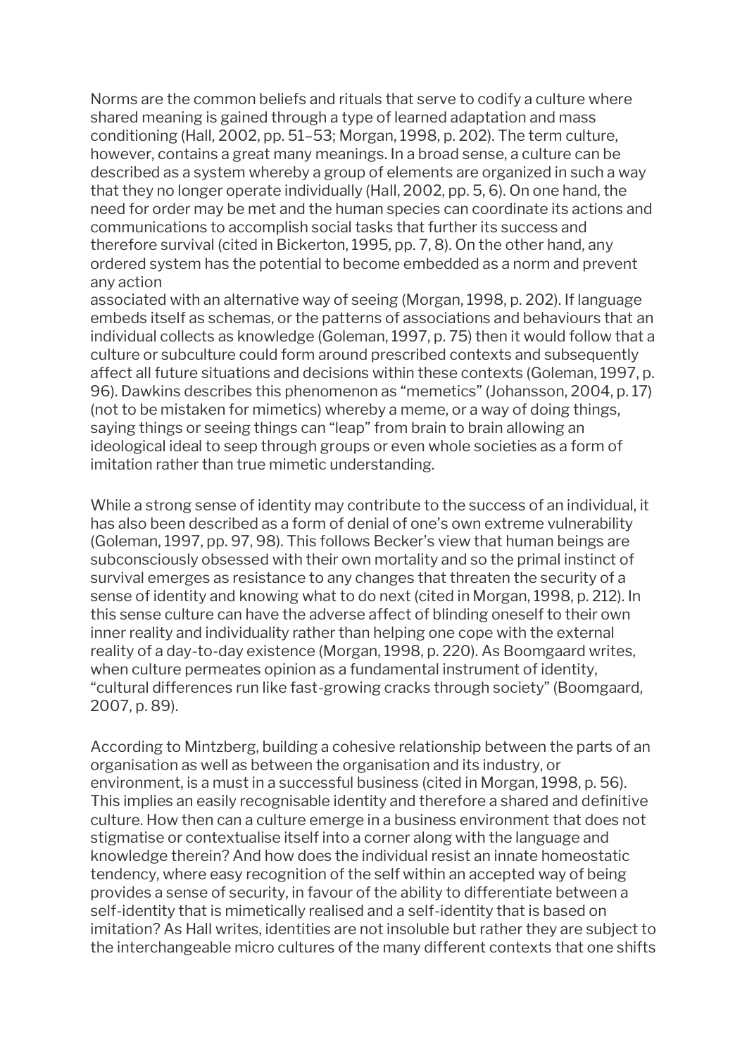Norms are the common beliefs and rituals that serve to codify a culture where shared meaning is gained through a type of learned adaptation and mass conditioning (Hall, 2002, pp. 51–53; Morgan, 1998, p. 202). The term culture, however, contains a great many meanings. In a broad sense, a culture can be described as a system whereby a group of elements are organized in such a way that they no longer operate individually (Hall, 2002, pp. 5, 6). On one hand, the need for order may be met and the human species can coordinate its actions and communications to accomplish social tasks that further its success and therefore survival (cited in Bickerton, 1995, pp. 7, 8). On the other hand, any ordered system has the potential to become embedded as a norm and prevent any action associated with an alternative way of seeing (Morgan, 1998, p. 202). If language embeds itself as schemas, or the patterns of associations and behaviours that an individual collects as knowledge (Goleman, 1997, p. 75) then it would follow that a culture or subculture could form around prescribed contexts and subsequently affect all future situations and decisions within these contexts (Goleman, 1997, p. 96). Dawkins describes this phenomenon as "memetics" (Johansson, 2004, p. 17) (not to be mistaken for mimetics) whereby a meme, or a way of doing things, saying things or seeing things can "leap" from brain to brain allowing an ideological ideal to seep through groups or even whole societies as a form of imitation rather than true mimetic understanding.

While a strong sense of identity may contribute to the success of an individual, it has also been described as a form of denial of one's own extreme vulnerability (Goleman, 1997, pp. 97, 98). This follows Becker's view that human beings are subconsciously obsessed with their own mortality and so the primal instinct of survival emerges as resistance to any changes that threaten the security of a sense of identity and knowing what to do next (cited in Morgan, 1998, p. 212). In this sense culture can have the adverse affect of blinding oneself to their own inner reality and individuality rather than helping one cope with the external reality of a day-to-day existence (Morgan, 1998, p. 220). As Boomgaard writes, when culture permeates opinion as a fundamental instrument of identity, "cultural differences run like fast-growing cracks through society" (Boomgaard, 2007, p. 89).

According to Mintzberg, building a cohesive relationship between the parts of an organisation as well as between the organisation and its industry, or environment, is a must in a successful business (cited in Morgan, 1998, p. 56). This implies an easily recognisable identity and therefore a shared and definitive culture. How then can a culture emerge in a business environment that does not stigmatise or contextualise itself into a corner along with the language and knowledge therein? And how does the individual resist an innate homeostatic tendency, where easy recognition of the self within an accepted way of being provides a sense of security, in favour of the ability to differentiate between a self-identity that is mimetically realised and a self-identity that is based on imitation? As Hall writes, identities are not insoluble but rather they are subject to the interchangeable micro cultures of the many different contexts that one shifts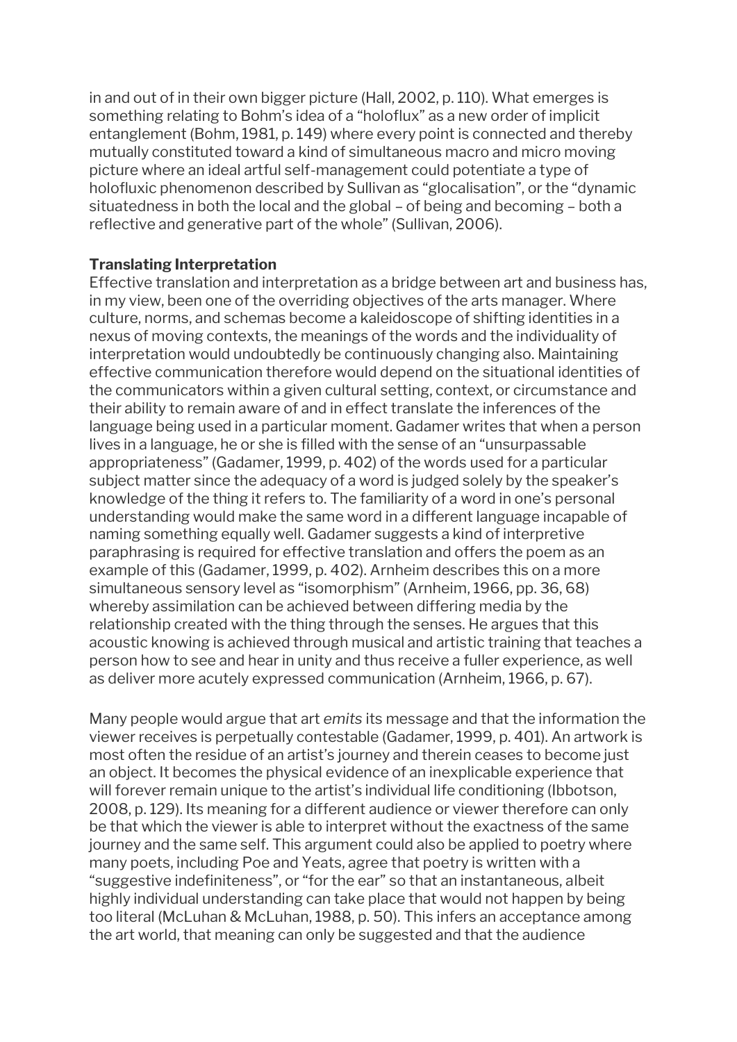in and out of in their own bigger picture (Hall, 2002, p. 110). What emerges is something relating to Bohm's idea of a "holoflux" as a new order of implicit entanglement (Bohm, 1981, p. 149) where every point is connected and thereby mutually constituted toward a kind of simultaneous macro and micro moving picture where an ideal artful self-management could potentiate a type of holofluxic phenomenon described by Sullivan as "glocalisation", or the "dynamic situatedness in both the local and the global – of being and becoming – both a reflective and generative part of the whole" (Sullivan, 2006).

**Translating Interpretation**

Effective translation and interpretation as a bridge between art and business has, in my view, been one of the overriding objectives of the arts manager. Where culture, norms, and schemas become a kaleidoscope of shifting identities in a nexus of moving contexts, the meanings of the words and the individuality of interpretation would undoubtedly be continuously changing also. Maintaining effective communication therefore would depend on the situational identities of the communicators within a given cultural setting, context, or circumstance and their ability to remain aware of and in effect translate the inferences of the language being used in a particular moment. Gadamer writes that when a person lives in a language, he or she is filled with the sense of an "unsurpassable appropriateness" (Gadamer, 1999, p. 402) of the words used for a particular subject matter since the adequacy of a word is judged solely by the speaker's knowledge of the thing it refers to. The familiarity of a word in one's personal understanding would make the same word in a different language incapable of naming something equally well. Gadamer suggests a kind of interpretive paraphrasing is required for effective translation and offers the poem as an example of this (Gadamer, 1999, p. 402). Arnheim describes this on a more simultaneous sensory level as "isomorphism" (Arnheim, 1966, pp. 36, 68) whereby assimilation can be achieved between differing media by the relationship created with the thing through the senses. He argues that this acoustic knowing is achieved through musical and artistic training that teaches a person how to see and hear in unity and thus receive a fuller experience, as well as deliver more acutely expressed communication (Arnheim, 1966, p. 67).

Many people would argue that art *emits* its message and that the information the viewer receives is perpetually contestable (Gadamer, 1999, p. 401). An artwork is most often the residue of an artist's journey and therein ceases to become just an object. It becomes the physical evidence of an inexplicable experience that will forever remain unique to the artist's individual life conditioning (Ibbotson, 2008, p. 129). Its meaning for a different audience or viewer therefore can only be that which the viewer is able to interpret without the exactness of the same journey and the same self. This argument could also be applied to poetry where many poets, including Poe and Yeats, agree that poetry is written with a "suggestive indefiniteness", or "for the ear" so that an instantaneous, albeit highly individual understanding can take place that would not happen by being too literal (McLuhan & McLuhan, 1988, p. 50). This infers an acceptance among the art world, that meaning can only be suggested and that the audience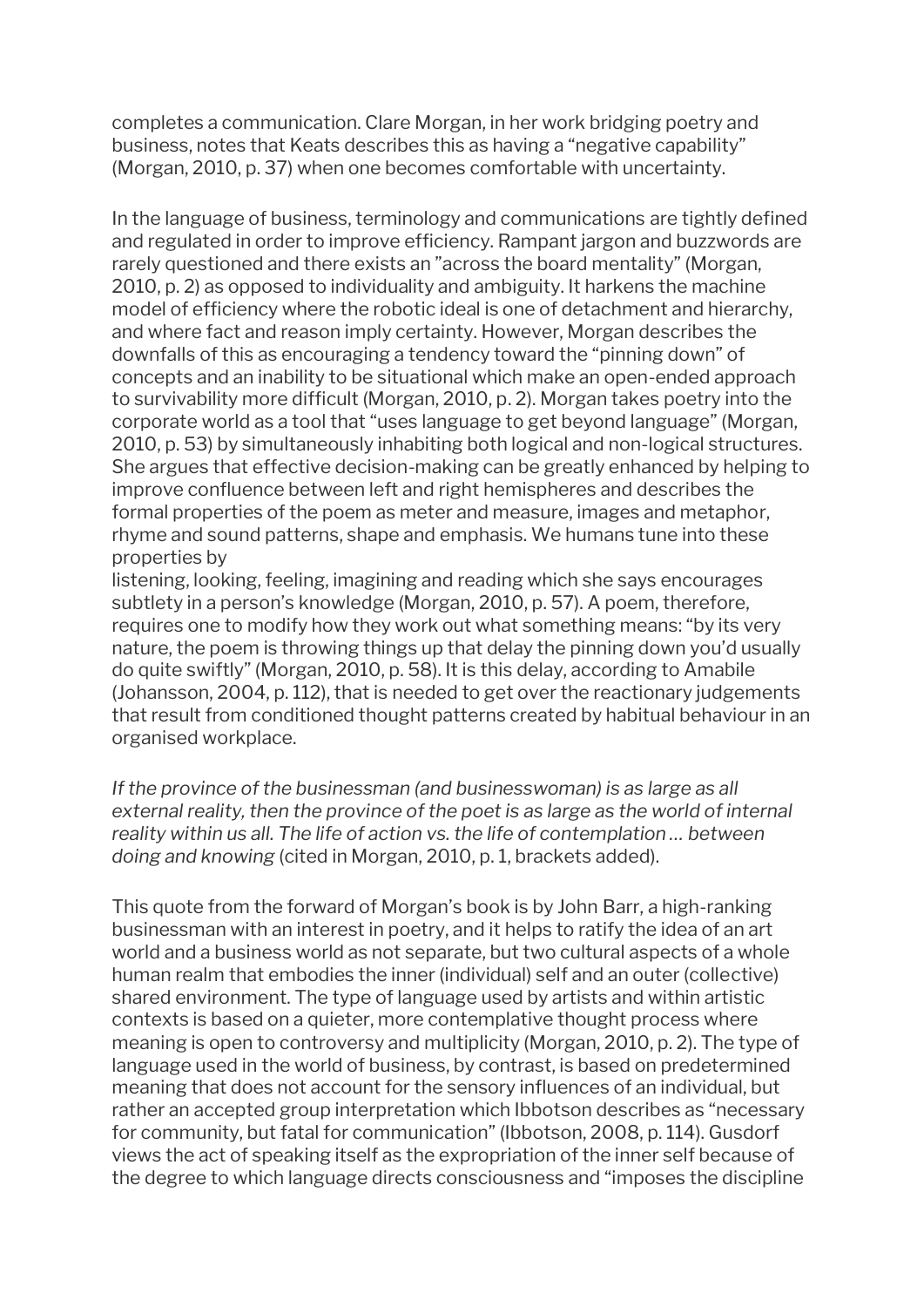completes a communication. Clare Morgan, in her work bridging poetry and business, notes that Keats describes this as having a "negative capability" (Morgan, 2010, p. 37) when one becomes comfortable with uncertainty.

In the language of business, terminology and communications are tightly defined and regulated in order to improve efficiency. Rampant jargon and buzzwords are rarely questioned and there exists an "across the board mentality" (Morgan, 2010, p. 2) as opposed to individuality and ambiguity. It harkens the machine model of efficiency where the robotic ideal is one of detachment and hierarchy, and where fact and reason imply certainty. However, Morgan describes the downfalls of this as encouraging a tendency toward the "pinning down" of concepts and an inability to be situational which make an open-ended approach to survivability more difficult (Morgan, 2010, p. 2). Morgan takes poetry into the corporate world as a tool that "uses language to get beyond language" (Morgan, 2010, p. 53) by simultaneously inhabiting both logical and non-logical structures. She argues that effective decision-making can be greatly enhanced by helping to improve confluence between left and right hemispheres and describes the formal properties of the poem as meter and measure, images and metaphor, rhyme and sound patterns, shape and emphasis. We humans tune into these properties by listening, looking, feeling, imagining and reading which she says encourages subtlety in a person's knowledge (Morgan, 2010, p. 57). A poem, therefore, requires one to modify how they work out what something means: "by its very nature, the poem is throwing things up that delay the pinning down you'd usually do quite swiftly" (Morgan, 2010, p. 58). It is this delay, according to Amabile (Johansson, 2004, p. 112), that is needed to get over the reactionary judgements that result from conditioned thought patterns created by habitual behaviour in an organised workplace.

*If the province of the businessman (and businesswoman) is as large as all external reality, then the province of the poet is as large as the world of internal reality within us all. The life of action vs. the life of contemplation … between doing and knowing* (cited in Morgan, 2010, p. 1, brackets added).

This quote from the forward of Morgan's book is by John Barr, a high-ranking businessman with an interest in poetry, and it helps to ratify the idea of an art world and a business world as not separate, but two cultural aspects of a whole human realm that embodies the inner (individual) self and an outer (collective) shared environment. The type of language used by artists and within artistic contexts is based on a quieter, more contemplative thought process where meaning is open to controversy and multiplicity (Morgan, 2010, p. 2). The type of language used in the world of business, by contrast, is based on predetermined meaning that does not account for the sensory influences of an individual, but rather an accepted group interpretation which Ibbotson describes as "necessary for community, but fatal for communication" (Ibbotson, 2008, p. 114). Gusdorf views the act of speaking itself as the expropriation of the inner self because of the degree to which language directs consciousness and "imposes the discipline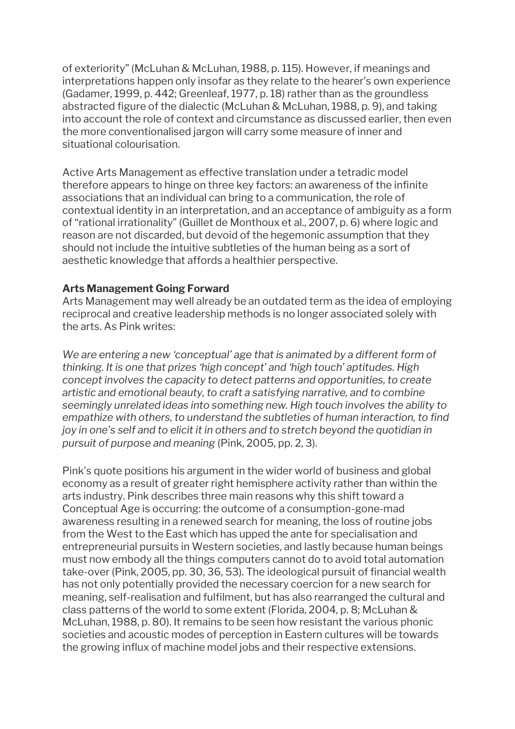of exteriority" (McLuhan & McLuhan, 1988, p. 115). However, if meanings and interpretations happen only insofar as they relate to the hearer's own experience (Gadamer, 1999, p. 442; Greenleaf, 1977, p. 18) rather than as the groundless abstracted figure of the dialectic (McLuhan & McLuhan, 1988, p. 9), and taking into account the role of context and circumstance as discussed earlier, then even the more conventionalised jargon will carry some measure of inner and situational colourisation.

Active Arts Management as effective translation under a tetradic model therefore appears to hinge on three key factors: an awareness of the infinite associations that an individual can bring to a communication, the role of contextual identity in an interpretation, and an acceptance of ambiguity as a form of "rational irrationality" (Guillet de Monthoux et al., 2007, p. 6) where logic and reason are not discarded, but devoid of the hegemonic assumption that they should not include the intuitive subtleties of the human being as a sort of aesthetic knowledge that affords a healthier perspective.

**Arts Management Going Forward**

Arts Management may well already be an outdated term as the idea of employing reciprocal and creative leadership methods is no longer associated solely with the arts. As Pink writes:

*We are entering a new 'conceptual' age that is animated by a different form of thinking. It is one that prizes 'high concept' and 'high touch' aptitudes. High concept involves the capacity to detect patterns and opportunities, to create artistic and emotional beauty, to craft a satisfying narrative, and to combine seemingly unrelated ideas into something new. High touch involves the ability to empathize with others, to understand the subtleties of human interaction, to find joy in one's self and to elicit it in others and to stretch beyond the quotidian in pursuit of purpose and meaning* (Pink, 2005, pp. 2, 3).

Pink's quote positions his argument in the wider world of business and global economy as a result of greater right hemisphere activity rather than within the arts industry. Pink describes three main reasons why this shift toward a Conceptual Age is occurring: the outcome of a consumption-gone-mad awareness resulting in a renewed search for meaning, the loss of routine jobs from the West to the East which has upped the ante for specialisation and entrepreneurial pursuits in Western societies, and lastly because human beings must now embody all the things computers cannot do to avoid total automation take-over (Pink, 2005, pp. 30, 36, 53). The ideological pursuit of financial wealth has not only potentially provided the necessary coercion for a new search for meaning, self-realisation and fulfilment, but has also rearranged the cultural and class patterns of the world to some extent (Florida, 2004, p. 8; McLuhan & McLuhan, 1988, p. 80). It remains to be seen how resistant the various phonic societies and acoustic modes of perception in Eastern cultures will be towards the growing influx of machine model jobs and their respective extensions.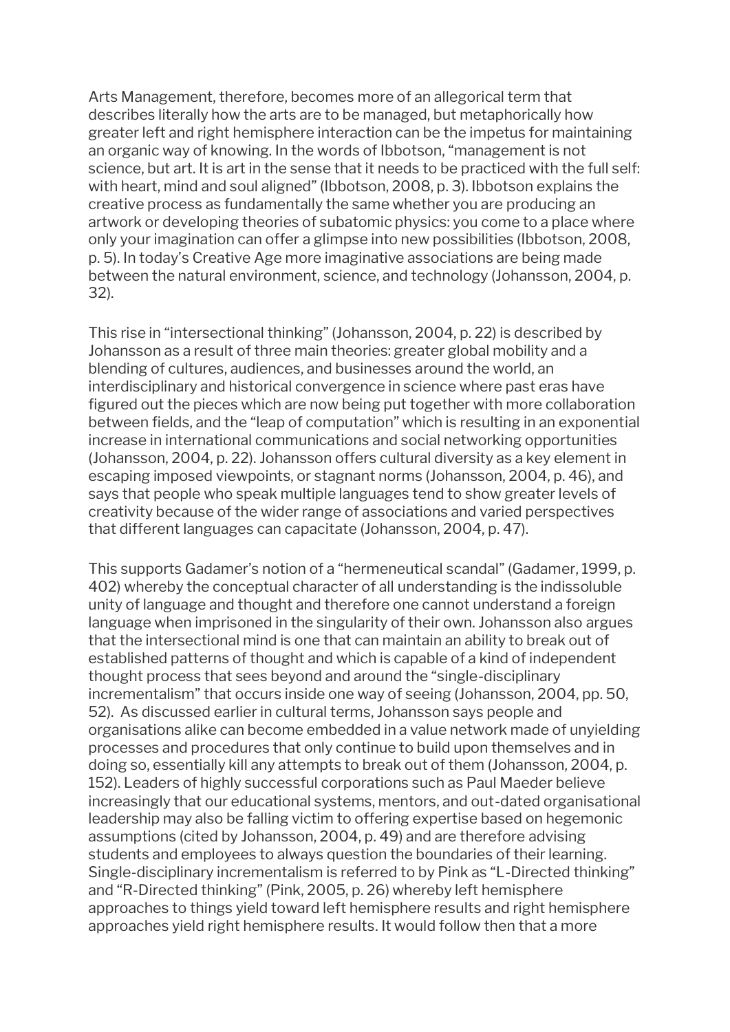Arts Management, therefore, becomes more of an allegorical term that describes literally how the arts are to be managed, but metaphorically how greater left and right hemisphere interaction can be the impetus for maintaining an organic way of knowing. In the words of Ibbotson, “management is not science, but art. It is art in the sense that it needs to be practiced with the full self: with heart, mind and soul aligned” (Ibbotson, 2008, p. 3). Ibbotson explains the creative process as fundamentally the same whether you are producing an artwork or developing theories of subatomic physics: you come to a place where only your imagination can offer a glimpse into new possibilities (Ibbotson, 2008, p. 5). In today’s Creative Age more imaginative associations are being made between the natural environment, science, and technology (Johansson, 2004, p. 32).

This rise in “intersectional thinking” (Johansson, 2004, p. 22) is described by Johansson as a result of three main theories: greater global mobility and a blending of cultures, audiences, and businesses around the world, an interdisciplinary and historical convergence in science where past eras have figured out the pieces which are now being put together with more collaboration between fields, and the “leap of computation” which is resulting in an exponential increase in international communications and social networking opportunities (Johansson, 2004, p. 22). Johansson offers cultural diversity as a key element in escaping imposed viewpoints, or stagnant norms (Johansson, 2004, p. 46), and says that people who speak multiple languages tend to show greater levels of creativity because of the wider range of associations and varied perspectives that different languages can capacitate (Johansson, 2004, p. 47).

This supports Gadamer’s notion of a “hermeneutical scandal” (Gadamer, 1999, p. 402) whereby the conceptual character of all understanding is the indissoluble unity of language and thought and therefore one cannot understand a foreign language when imprisoned in the singularity of their own. Johansson also argues that the intersectional mind is one that can maintain an ability to break out of established patterns of thought and which is capable of a kind of independent thought process that sees beyond and around the “single-disciplinary incrementalism” that occurs inside one way of seeing (Johansson, 2004, pp. 50, 52). As discussed earlier in cultural terms, Johansson says people and organisations alike can become embedded in a value network made of unyielding processes and procedures that only continue to build upon themselves and in doing so, essentially kill any attempts to break out of them (Johansson, 2004, p. 152). Leaders of highly successful corporations such as Paul Maeder believe increasingly that our educational systems, mentors, and out-dated organisational leadership may also be falling victim to offering expertise based on hegemonic assumptions (cited by Johansson, 2004, p. 49) and are therefore advising students and employees to always question the boundaries of their learning. Single-disciplinary incrementalism is referred to by Pink as “L-Directed thinking” and “R-Directed thinking” (Pink, 2005, p. 26) whereby left hemisphere approaches to things yield toward left hemisphere results and right hemisphere approaches yield right hemisphere results. It would follow then that a more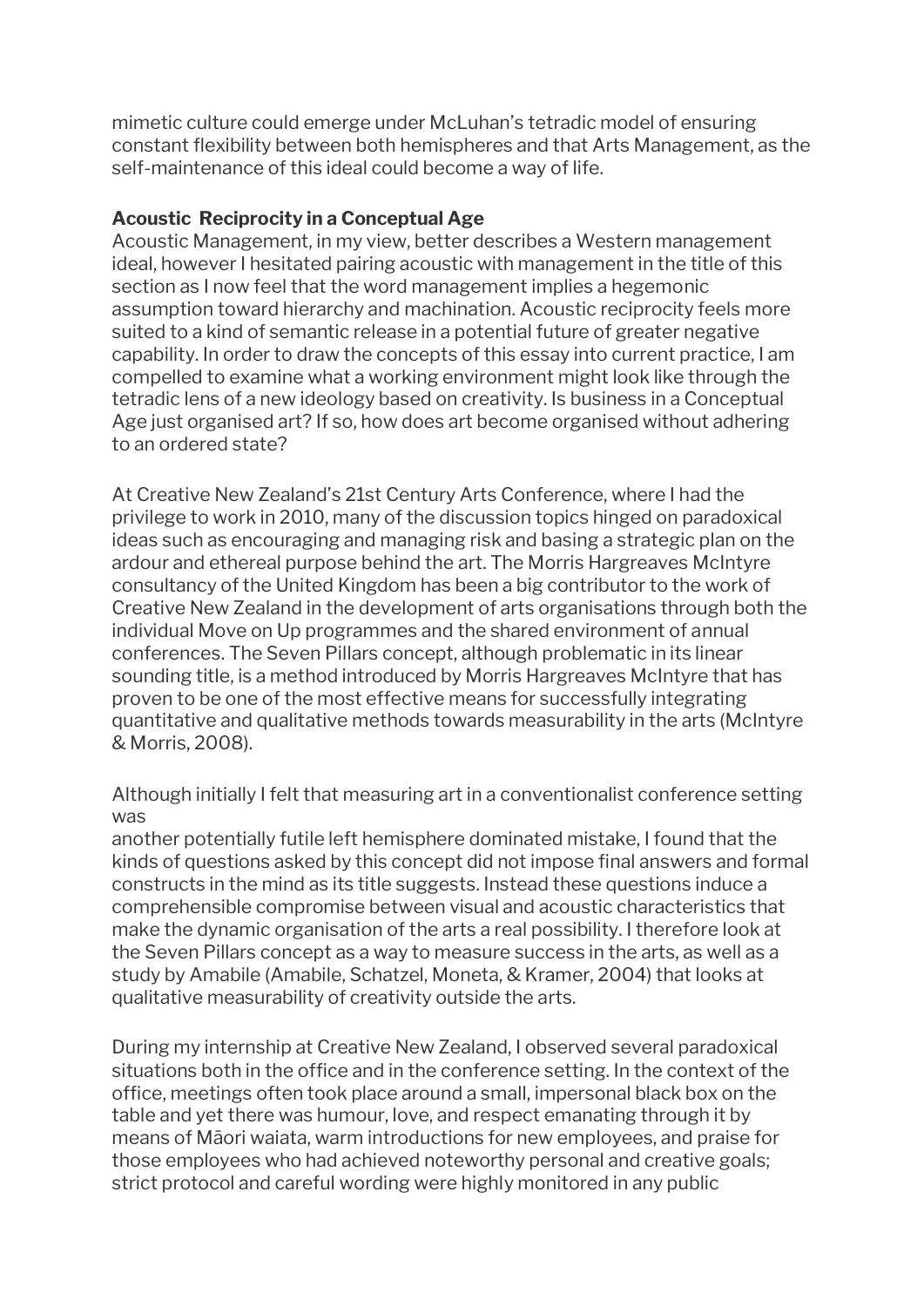mimetic culture could emerge under McLuhan's tetradic model of ensuring constant flexibility between both hemispheres and that Arts Management, as the self-maintenance of this ideal could become a way of life.

**Acoustic Reciprocity in a Conceptual Age**

Acoustic Management, in my view, better describes a Western management ideal, however I hesitated pairing acoustic with management in the title of this section as I now feel that the word management implies a hegemonic assumption toward hierarchy and machination. Acoustic reciprocity feels more suited to a kind of semantic release in a potential future of greater negative capability. In order to draw the concepts of this essay into current practice, I am compelled to examine what a working environment might look like through the tetradic lens of a new ideology based on creativity. Is business in a Conceptual Age just organised art? If so, how does art become organised without adhering to an ordered state?

At Creative New Zealand's 21st Century Arts Conference, where I had the privilege to work in 2010, many of the discussion topics hinged on paradoxical ideas such as encouraging and managing risk and basing a strategic plan on the ardour and ethereal purpose behind the art. The Morris Hargreaves McIntyre consultancy of the United Kingdom has been a big contributor to the work of Creative New Zealand in the development of arts organisations through both the individual Move on Up programmes and the shared environment of annual conferences. The Seven Pillars concept, although problematic in its linear sounding title, is a method introduced by Morris Hargreaves McIntyre that has proven to be one of the most effective means for successfully integrating quantitative and qualitative methods towards measurability in the arts (McIntyre & Morris, 2008).

Although initially I felt that measuring art in a conventionalist conference setting was
another potentially futile left hemisphere dominated mistake, I found that the kinds of questions asked by this concept did not impose final answers and formal constructs in the mind as its title suggests. Instead these questions induce a comprehensible compromise between visual and acoustic characteristics that make the dynamic organisation of the arts a real possibility. I therefore look at the Seven Pillars concept as a way to measure success in the arts, as well as a study by Amabile (Amabile, Schatzel, Moneta, & Kramer, 2004) that looks at qualitative measurability of creativity outside the arts.

During my internship at Creative New Zealand, I observed several paradoxical situations both in the office and in the conference setting. In the context of the office, meetings often took place around a small, impersonal black box on the table and yet there was humour, love, and respect emanating through it by means of Māori waiata, warm introductions for new employees, and praise for those employees who had achieved noteworthy personal and creative goals; strict protocol and careful wording were highly monitored in any public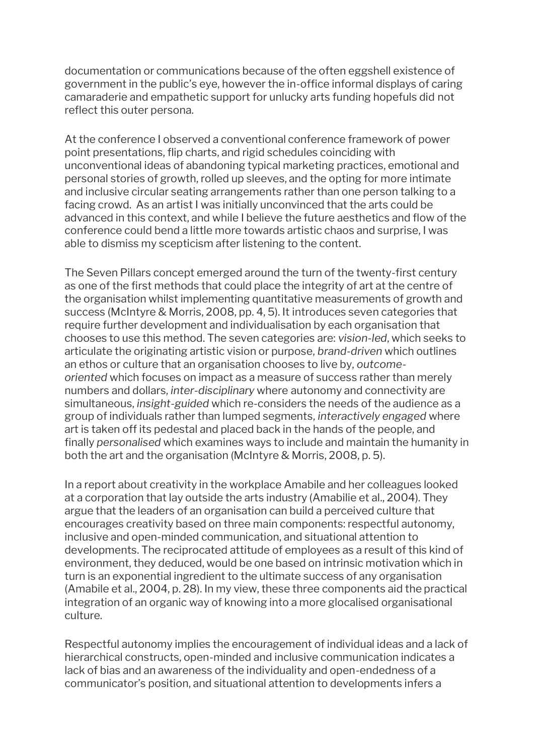documentation or communications because of the often eggshell existence of government in the public's eye, however the in-office informal displays of caring camaraderie and empathetic support for unlucky arts funding hopefuls did not reflect this outer persona.

At the conference I observed a conventional conference framework of power point presentations, flip charts, and rigid schedules coinciding with unconventional ideas of abandoning typical marketing practices, emotional and personal stories of growth, rolled up sleeves, and the opting for more intimate and inclusive circular seating arrangements rather than one person talking to a facing crowd. As an artist I was initially unconvinced that the arts could be advanced in this context, and while I believe the future aesthetics and flow of the conference could bend a little more towards artistic chaos and surprise, I was able to dismiss my scepticism after listening to the content.

The Seven Pillars concept emerged around the turn of the twenty-first century as one of the first methods that could place the integrity of art at the centre of the organisation whilst implementing quantitative measurements of growth and success (McIntyre & Morris, 2008, pp. 4, 5). It introduces seven categories that require further development and individualisation by each organisation that chooses to use this method. The seven categories are: *vision-led*, which seeks to articulate the originating artistic vision or purpose, *brand-driven* which outlines an ethos or culture that an organisation chooses to live by, *outcome-oriented* which focuses on impact as a measure of success rather than merely numbers and dollars, *inter-disciplinary* where autonomy and connectivity are simultaneous, *insight-guided* which re-considers the needs of the audience as a group of individuals rather than lumped segments, *interactively engaged* where art is taken off its pedestal and placed back in the hands of the people, and finally *personalised* which examines ways to include and maintain the humanity in both the art and the organisation (McIntyre & Morris, 2008, p. 5).

In a report about creativity in the workplace Amabile and her colleagues looked at a corporation that lay outside the arts industry (Amabilie et al., 2004). They argue that the leaders of an organisation can build a perceived culture that encourages creativity based on three main components: respectful autonomy, inclusive and open-minded communication, and situational attention to developments. The reciprocated attitude of employees as a result of this kind of environment, they deduced, would be one based on intrinsic motivation which in turn is an exponential ingredient to the ultimate success of any organisation (Amabile et al., 2004, p. 28). In my view, these three components aid the practical integration of an organic way of knowing into a more glocalised organisational culture.

Respectful autonomy implies the encouragement of individual ideas and a lack of hierarchical constructs, open-minded and inclusive communication indicates a lack of bias and an awareness of the individuality and open-endedness of a communicator's position, and situational attention to developments infers a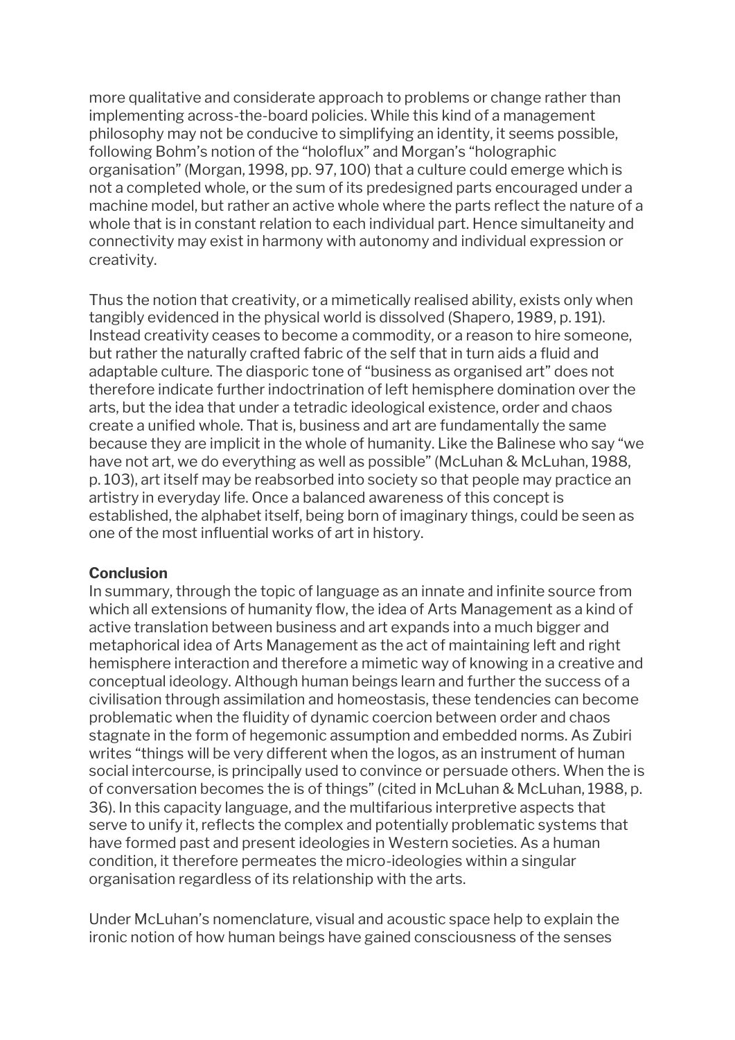more qualitative and considerate approach to problems or change rather than implementing across-the-board policies. While this kind of a management philosophy may not be conducive to simplifying an identity, it seems possible, following Bohm's notion of the "holoflux" and Morgan's "holographic organisation" (Morgan, 1998, pp. 97, 100) that a culture could emerge which is not a completed whole, or the sum of its predesigned parts encouraged under a machine model, but rather an active whole where the parts reflect the nature of a whole that is in constant relation to each individual part. Hence simultaneity and connectivity may exist in harmony with autonomy and individual expression or creativity.

Thus the notion that creativity, or a mimetically realised ability, exists only when tangibly evidenced in the physical world is dissolved (Shapero, 1989, p. 191). Instead creativity ceases to become a commodity, or a reason to hire someone, but rather the naturally crafted fabric of the self that in turn aids a fluid and adaptable culture. The diasporic tone of "business as organised art" does not therefore indicate further indoctrination of left hemisphere domination over the arts, but the idea that under a tetradic ideological existence, order and chaos create a unified whole. That is, business and art are fundamentally the same because they are implicit in the whole of humanity. Like the Balinese who say "we have not art, we do everything as well as possible" (McLuhan & McLuhan, 1988, p. 103), art itself may be reabsorbed into society so that people may practice an artistry in everyday life. Once a balanced awareness of this concept is established, the alphabet itself, being born of imaginary things, could be seen as one of the most influential works of art in history.

**Conclusion**

In summary, through the topic of language as an innate and infinite source from which all extensions of humanity flow, the idea of Arts Management as a kind of active translation between business and art expands into a much bigger and metaphorical idea of Arts Management as the act of maintaining left and right hemisphere interaction and therefore a mimetic way of knowing in a creative and conceptual ideology. Although human beings learn and further the success of a civilisation through assimilation and homeostasis, these tendencies can become problematic when the fluidity of dynamic coercion between order and chaos stagnate in the form of hegemonic assumption and embedded norms. As Zubiri writes "things will be very different when the logos, as an instrument of human social intercourse, is principally used to convince or persuade others. When the is of conversation becomes the is of things" (cited in McLuhan & McLuhan, 1988, p. 36). In this capacity language, and the multifarious interpretive aspects that serve to unify it, reflects the complex and potentially problematic systems that have formed past and present ideologies in Western societies. As a human condition, it therefore permeates the micro-ideologies within a singular organisation regardless of its relationship with the arts.

Under McLuhan's nomenclature, visual and acoustic space help to explain the ironic notion of how human beings have gained consciousness of the senses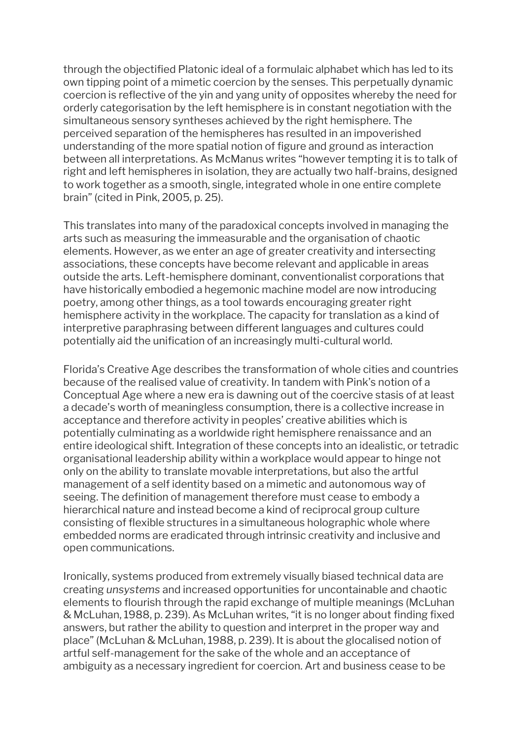through the objectified Platonic ideal of a formulaic alphabet which has led to its own tipping point of a mimetic coercion by the senses. This perpetually dynamic coercion is reflective of the yin and yang unity of opposites whereby the need for orderly categorisation by the left hemisphere is in constant negotiation with the simultaneous sensory syntheses achieved by the right hemisphere. The perceived separation of the hemispheres has resulted in an impoverished understanding of the more spatial notion of figure and ground as interaction between all interpretations. As McManus writes “however tempting it is to talk of right and left hemispheres in isolation, they are actually two half-brains, designed to work together as a smooth, single, integrated whole in one entire complete brain” (cited in Pink, 2005, p. 25).

This translates into many of the paradoxical concepts involved in managing the arts such as measuring the immeasurable and the organisation of chaotic elements. However, as we enter an age of greater creativity and intersecting associations, these concepts have become relevant and applicable in areas outside the arts. Left-hemisphere dominant, conventionalist corporations that have historically embodied a hegemonic machine model are now introducing poetry, among other things, as a tool towards encouraging greater right hemisphere activity in the workplace. The capacity for translation as a kind of interpretive paraphrasing between different languages and cultures could potentially aid the unification of an increasingly multi-cultural world.

Florida’s Creative Age describes the transformation of whole cities and countries because of the realised value of creativity. In tandem with Pink’s notion of a Conceptual Age where a new era is dawning out of the coercive stasis of at least a decade’s worth of meaningless consumption, there is a collective increase in acceptance and therefore activity in peoples’ creative abilities which is potentially culminating as a worldwide right hemisphere renaissance and an entire ideological shift. Integration of these concepts into an idealistic, or tetradic organisational leadership ability within a workplace would appear to hinge not only on the ability to translate movable interpretations, but also the artful management of a self identity based on a mimetic and autonomous way of seeing. The definition of management therefore must cease to embody a hierarchical nature and instead become a kind of reciprocal group culture consisting of flexible structures in a simultaneous holographic whole where embedded norms are eradicated through intrinsic creativity and inclusive and open communications.

Ironically, systems produced from extremely visually biased technical data are creating *unsystems* and increased opportunities for uncontainable and chaotic elements to flourish through the rapid exchange of multiple meanings (McLuhan & McLuhan, 1988, p. 239). As McLuhan writes, “it is no longer about finding fixed answers, but rather the ability to question and interpret in the proper way and place” (McLuhan & McLuhan, 1988, p. 239). It is about the glocalised notion of artful self-management for the sake of the whole and an acceptance of ambiguity as a necessary ingredient for coercion. Art and business cease to be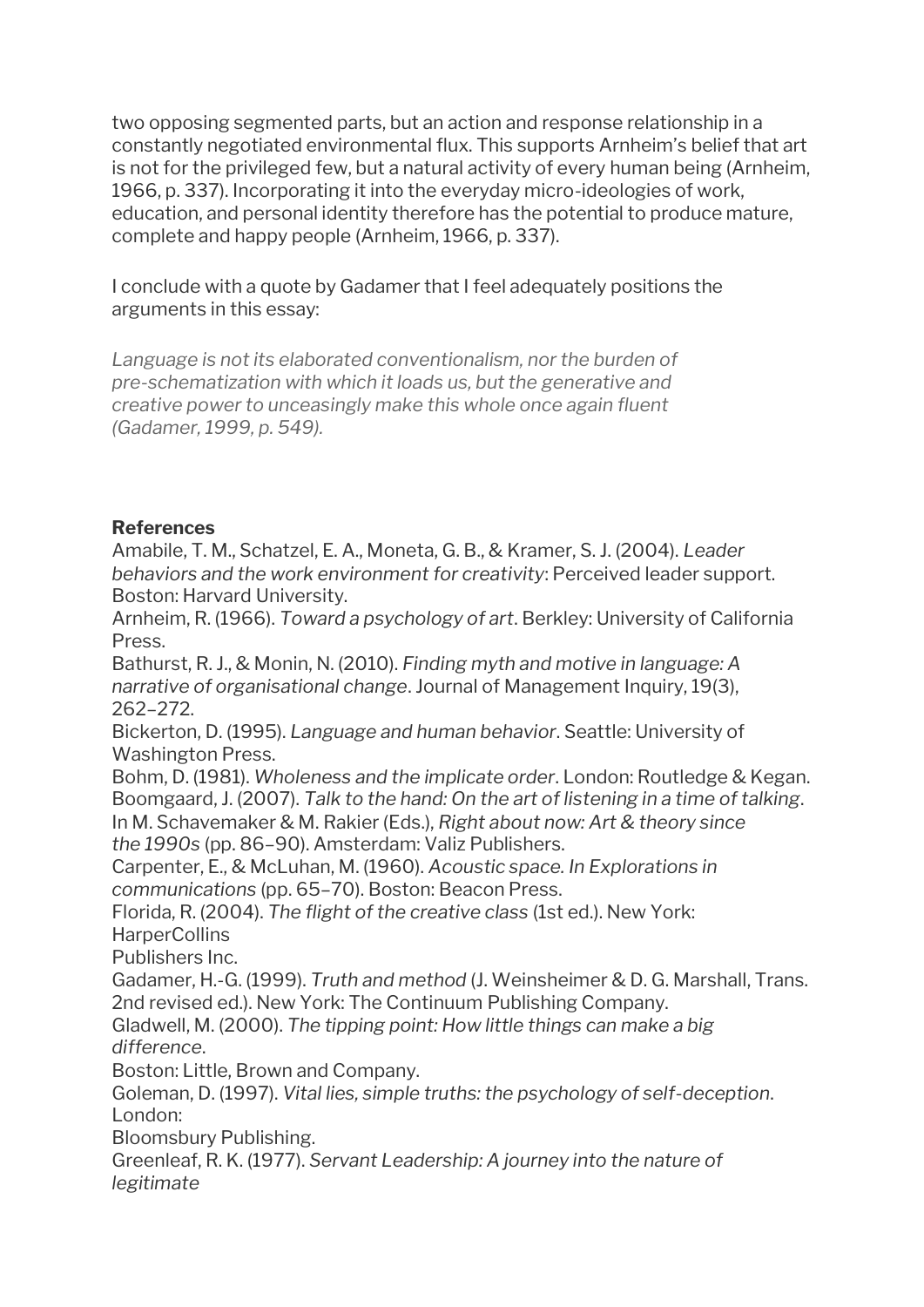two opposing segmented parts, but an action and response relationship in a constantly negotiated environmental flux. This supports Arnheim's belief that art is not for the privileged few, but a natural activity of every human being (Arnheim, 1966, p. 337). Incorporating it into the everyday micro-ideologies of work, education, and personal identity therefore has the potential to produce mature, complete and happy people (Arnheim, 1966, p. 337).

I conclude with a quote by Gadamer that I feel adequately positions the arguments in this essay:

*Language is not its elaborated conventionalism, nor the burden of pre-schematization with which it loads us, but the generative and creative power to unceasingly make this whole once again fluent (Gadamer, 1999, p. 549).*

**References**

Amabile, T. M., Schatzel, E. A., Moneta, G. B., & Kramer, S. J. (2004). *Leader behaviors and the work environment for creativity*: Perceived leader support. Boston: Harvard University.

Arnheim, R. (1966). *Toward a psychology of art*. Berkley: University of California Press.

Bathurst, R. J., & Monin, N. (2010). *Finding myth and motive in language: A narrative of organisational change*. Journal of Management Inquiry, 19(3), 262–272.

Bickerton, D. (1995). *Language and human behavior*. Seattle: University of Washington Press.

Bohm, D. (1981). *Wholeness and the implicate order*. London: Routledge & Kegan.

Boomgaard, J. (2007). *Talk to the hand: On the art of listening in a time of talking*. In M. Schavemaker & M. Rakier (Eds.), *Right about now: Art & theory since the 1990s* (pp. 86–90). Amsterdam: Valiz Publishers.

Carpenter, E., & McLuhan, M. (1960). *Acoustic space. In Explorations in communications* (pp. 65–70). Boston: Beacon Press.

Florida, R. (2004). *The flight of the creative class* (1st ed.). New York: HarperCollins Publishers Inc.

Gadamer, H.-G. (1999). *Truth and method* (J. Weinsheimer & D. G. Marshall, Trans. 2nd revised ed.). New York: The Continuum Publishing Company.

Gladwell, M. (2000). *The tipping point: How little things can make a big difference*. Boston: Little, Brown and Company.

Goleman, D. (1997). *Vital lies, simple truths: the psychology of self-deception*. London: Bloomsbury Publishing.

Greenleaf, R. K. (1977). *Servant Leadership: A journey into the nature of legitimate*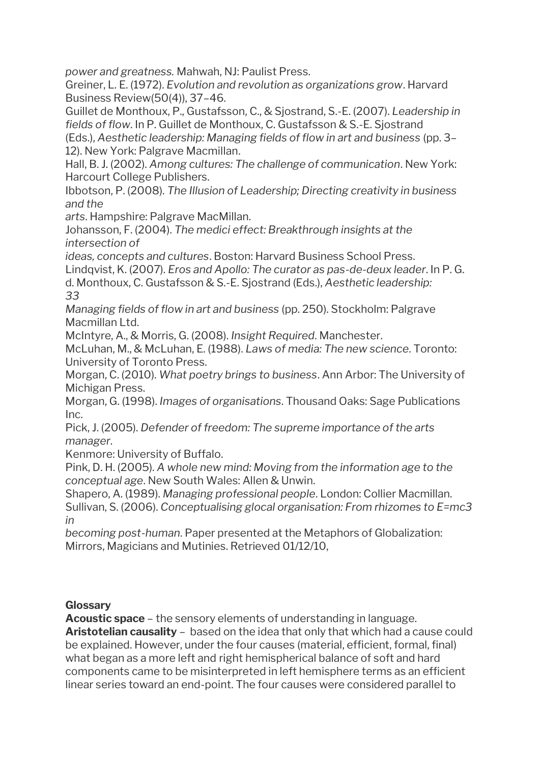*power and greatness.* Mahwah, NJ: Paulist Press.

Greiner, L. E. (1972). *Evolution and revolution as organizations grow*. Harvard Business Review(50(4)), 37–46.

Guillet de Monthoux, P., Gustafsson, C., & Sjostrand, S.-E. (2007). *Leadership in fields of flow*. In P. Guillet de Monthoux, C. Gustafsson & S.-E. Sjostrand (Eds.), *Aesthetic leadership: Managing fields of flow in art and business* (pp. 3–12). New York: Palgrave Macmillan.

Hall, B. J. (2002). *Among cultures: The challenge of communication*. New York: Harcourt College Publishers.

Ibbotson, P. (2008). *The Illusion of Leadership; Directing creativity in business and the arts*. Hampshire: Palgrave MacMillan.

Johansson, F. (2004). *The medici effect: Breakthrough insights at the intersection of ideas, concepts and cultures*. Boston: Harvard Business School Press.

Lindqvist, K. (2007). *Eros and Apollo: The curator as pas-de-deux leader*. In P. G. d. Monthoux, C. Gustafsson & S.-E. Sjostrand (Eds.), *Aesthetic leadership: Managing fields of flow in art and business* (pp. 250). Stockholm: Palgrave Macmillan Ltd.

McIntyre, A., & Morris, G. (2008). *Insight Required*. Manchester.

McLuhan, M., & McLuhan, E. (1988). *Laws of media: The new science*. Toronto: University of Toronto Press.

Morgan, C. (2010). *What poetry brings to business*. Ann Arbor: The University of Michigan Press.

Morgan, G. (1998). *Images of organisations*. Thousand Oaks: Sage Publications Inc.

Pick, J. (2005). *Defender of freedom: The supreme importance of the arts manager*. Kenmore: University of Buffalo.

Pink, D. H. (2005). *A whole new mind: Moving from the information age to the conceptual age*. New South Wales: Allen & Unwin.

Shapero, A. (1989). *Managing professional people*. London: Collier Macmillan.

Sullivan, S. (2006). *Conceptualising glocal organisation: From rhizomes to E=mc3 in becoming post-human*. Paper presented at the Metaphors of Globalization: Mirrors, Magicians and Mutinies. Retrieved 01/12/10,

**Glossary**

**Acoustic space** – the sensory elements of understanding in language.

**Aristotelian causality** – based on the idea that only that which had a cause could be explained. However, under the four causes (material, efficient, formal, final) what began as a more left and right hemispherical balance of soft and hard components came to be misinterpreted in left hemisphere terms as an efficient linear series toward an end-point. The four causes were considered parallel to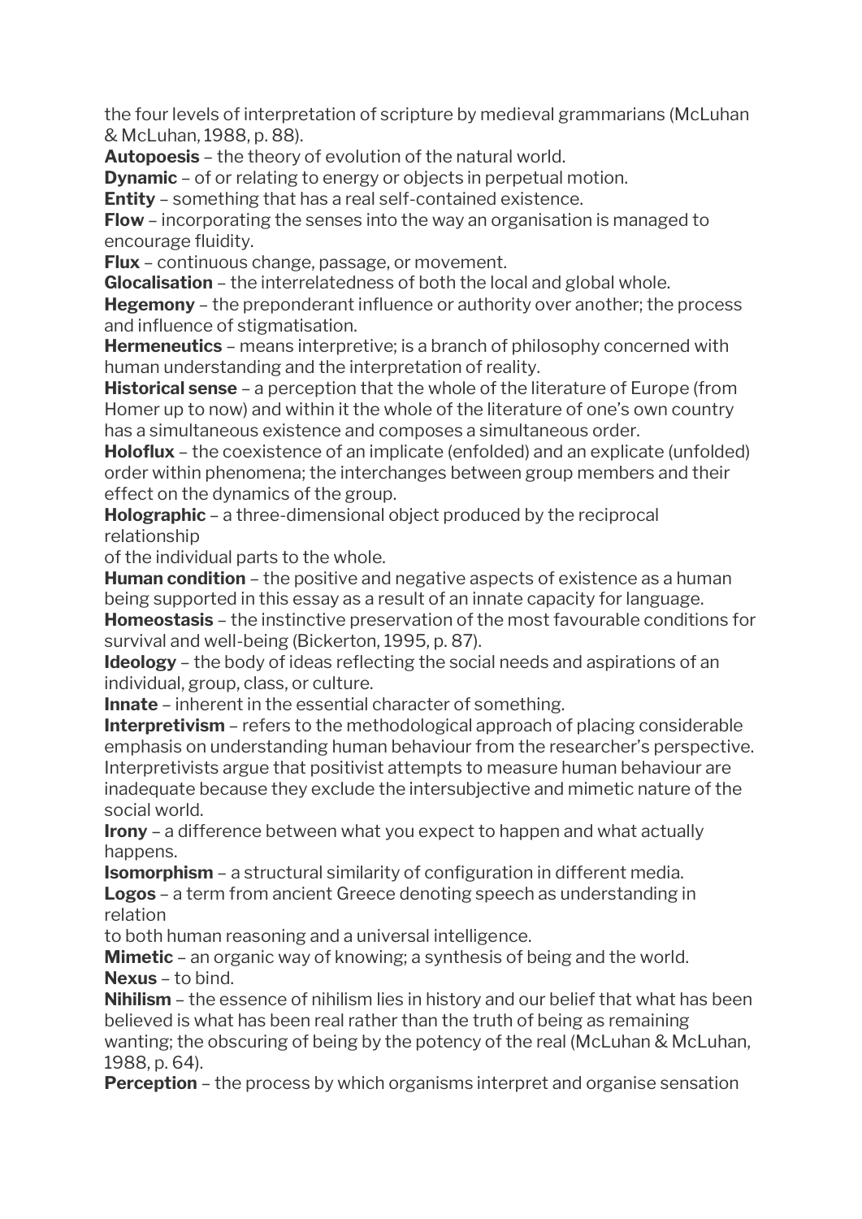the four levels of interpretation of scripture by medieval grammarians (McLuhan & McLuhan, 1988, p. 88).

**Autopoesis** – the theory of evolution of the natural world.

**Dynamic** – of or relating to energy or objects in perpetual motion.

**Entity** – something that has a real self-contained existence.

**Flow** – incorporating the senses into the way an organisation is managed to encourage fluidity.

**Flux** – continuous change, passage, or movement.

**Glocalisation** – the interrelatedness of both the local and global whole.

**Hegemony** – the preponderant influence or authority over another; the process and influence of stigmatisation.

**Hermeneutics** – means interpretive; is a branch of philosophy concerned with human understanding and the interpretation of reality.

**Historical sense** – a perception that the whole of the literature of Europe (from Homer up to now) and within it the whole of the literature of one's own country has a simultaneous existence and composes a simultaneous order.

**Holoflux** – the coexistence of an implicate (enfolded) and an explicate (unfolded) order within phenomena; the interchanges between group members and their effect on the dynamics of the group.

**Holographic** – a three-dimensional object produced by the reciprocal relationship of the individual parts to the whole.

**Human condition** – the positive and negative aspects of existence as a human being supported in this essay as a result of an innate capacity for language.

**Homeostasis** – the instinctive preservation of the most favourable conditions for survival and well-being (Bickerton, 1995, p. 87).

**Ideology** – the body of ideas reflecting the social needs and aspirations of an individual, group, class, or culture.

**Innate** – inherent in the essential character of something.

**Interpretivism** – refers to the methodological approach of placing considerable emphasis on understanding human behaviour from the researcher's perspective. Interpretivists argue that positivist attempts to measure human behaviour are inadequate because they exclude the intersubjective and mimetic nature of the social world.

**Irony** – a difference between what you expect to happen and what actually happens.

**Isomorphism** – a structural similarity of configuration in different media.

**Logos** – a term from ancient Greece denoting speech as understanding in relation to both human reasoning and a universal intelligence.

**Mimetic** – an organic way of knowing; a synthesis of being and the world.

**Nexus** – to bind.

**Nihilism** – the essence of nihilism lies in history and our belief that what has been believed is what has been real rather than the truth of being as remaining wanting; the obscuring of being by the potency of the real (McLuhan & McLuhan, 1988, p. 64).

**Perception** – the process by which organisms interpret and organise sensation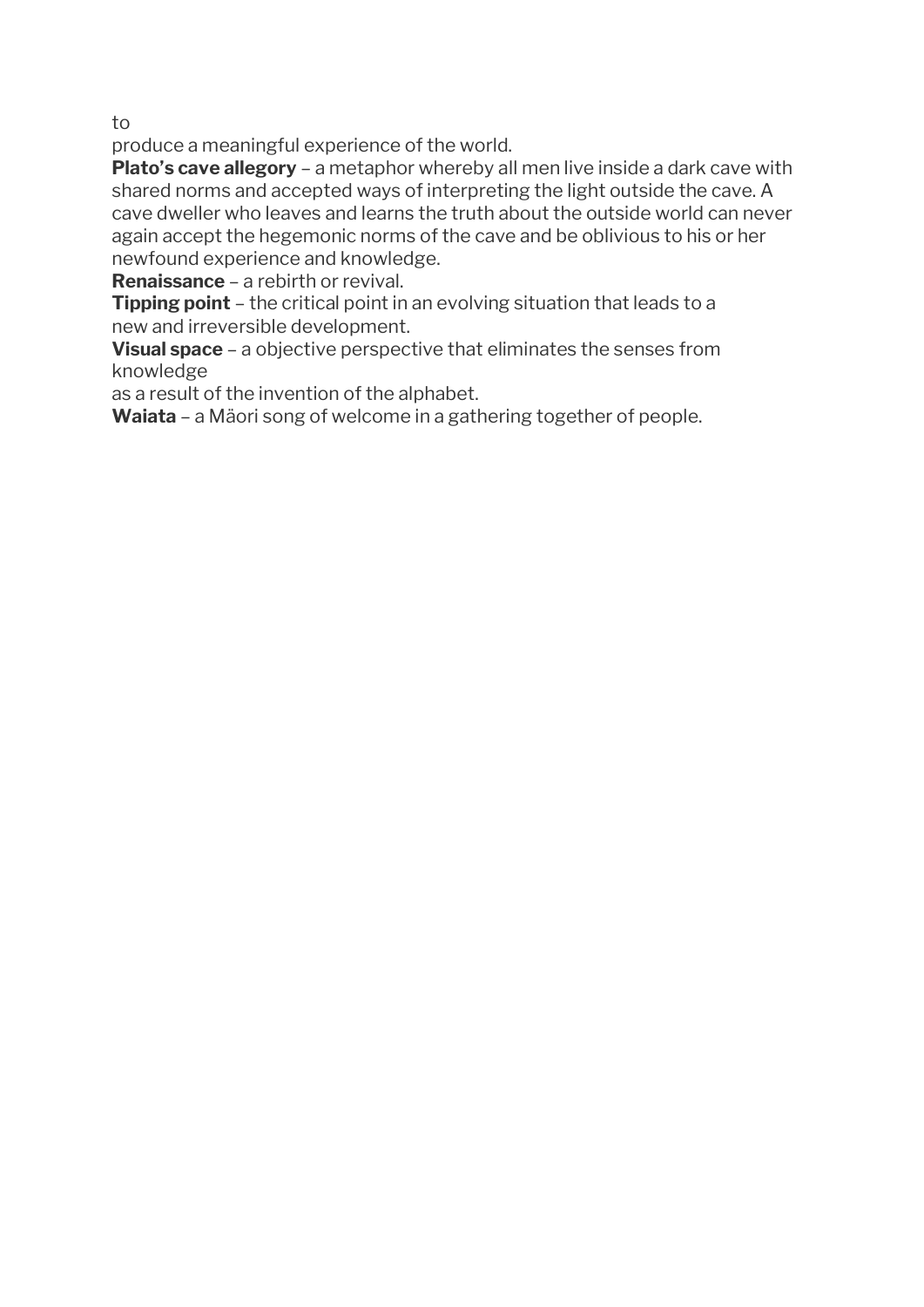to
produce a meaningful experience of the world.

**Plato's cave allegory** – a metaphor whereby all men live inside a dark cave with shared norms and accepted ways of interpreting the light outside the cave. A cave dweller who leaves and learns the truth about the outside world can never again accept the hegemonic norms of the cave and be oblivious to his or her newfound experience and knowledge.

**Renaissance** – a rebirth or revival.

**Tipping point** – the critical point in an evolving situation that leads to a new and irreversible development.

**Visual space** – a objective perspective that eliminates the senses from knowledge
as a result of the invention of the alphabet.

**Waiata** – a Mäori song of welcome in a gathering together of people.